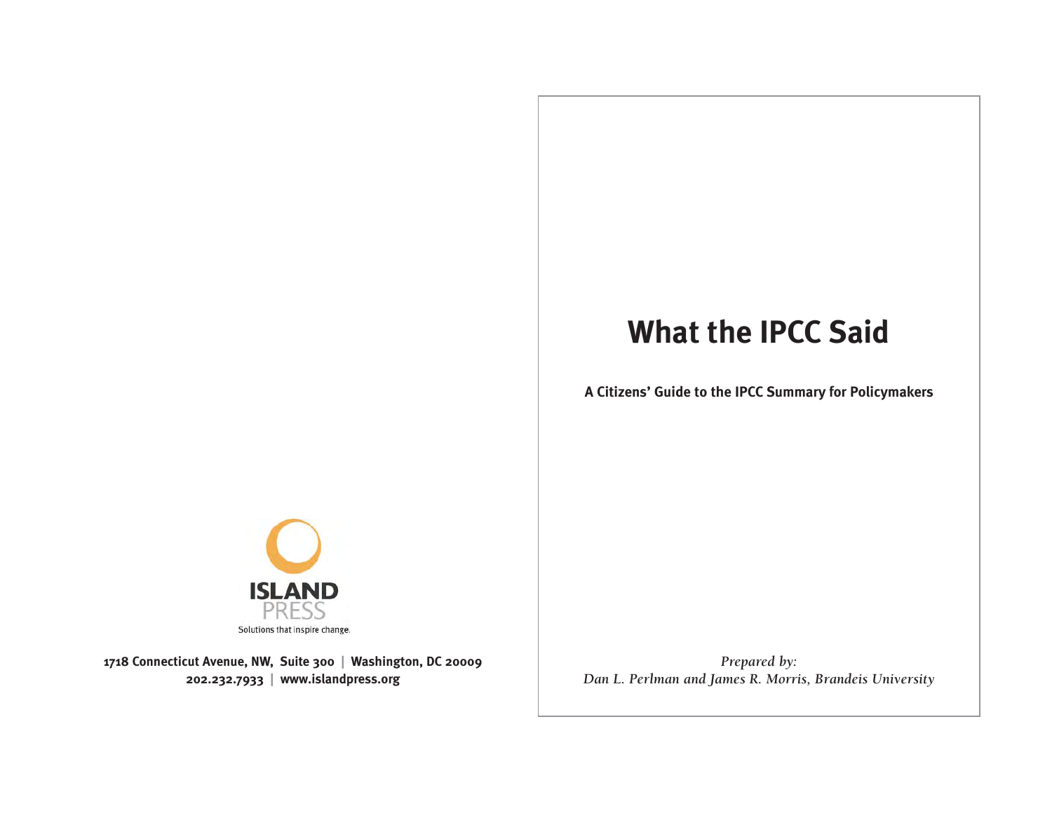ISLAND PRESS

Solutions that inspire change.

**1718 Connecticut Avenue, NW, Suite 300 | Washington, DC 20009**
**202.232.7933 | www.islandpress.org**

# What the IPCC Said

**A Citizens' Guide to the IPCC Summary for Policymakers**

*Prepared by:*
*Dan L. Perlman and James R. Morris, Brandeis University*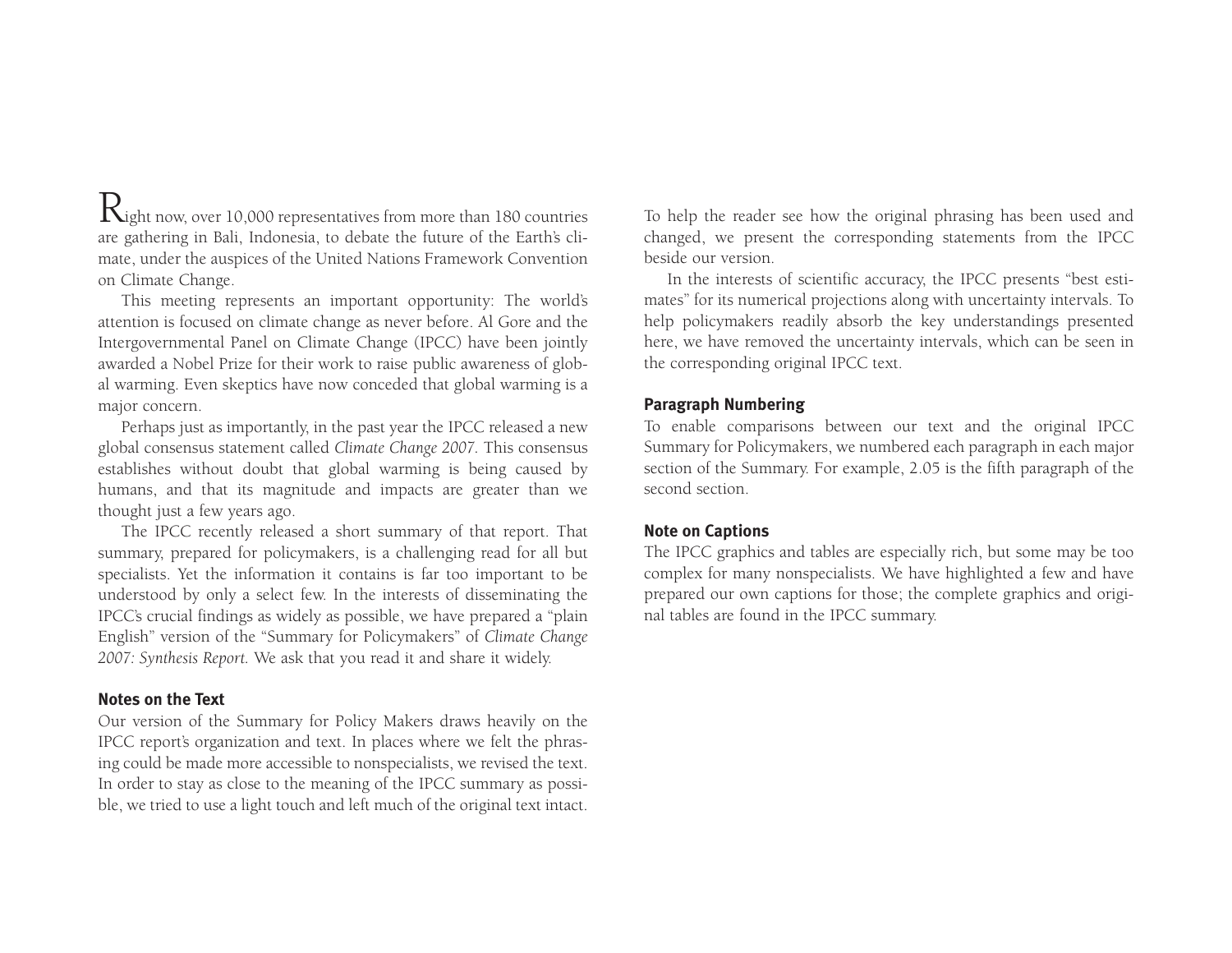Right now, over 10,000 representatives from more than 180 countries are gathering in Bali, Indonesia, to debate the future of the Earth's climate, under the auspices of the United Nations Framework Convention on Climate Change.

This meeting represents an important opportunity: The world's attention is focused on climate change as never before. Al Gore and the Intergovernmental Panel on Climate Change (IPCC) have been jointly awarded a Nobel Prize for their work to raise public awareness of global warming. Even skeptics have now conceded that global warming is a major concern.

Perhaps just as importantly, in the past year the IPCC released a new global consensus statement called *Climate Change 2007*. This consensus establishes without doubt that global warming is being caused by humans, and that its magnitude and impacts are greater than we thought just a few years ago.

The IPCC recently released a short summary of that report. That summary, prepared for policymakers, is a challenging read for all but specialists. Yet the information it contains is far too important to be understood by only a select few. In the interests of disseminating the IPCC's crucial findings as widely as possible, we have prepared a "plain English" version of the "Summary for Policymakers" of *Climate Change 2007: Synthesis Report*. We ask that you read it and share it widely.

### Notes on the Text

Our version of the Summary for Policy Makers draws heavily on the IPCC report's organization and text. In places where we felt the phrasing could be made more accessible to nonspecialists, we revised the text. In order to stay as close to the meaning of the IPCC summary as possible, we tried to use a light touch and left much of the original text intact. To help the reader see how the original phrasing has been used and changed, we present the corresponding statements from the IPCC beside our version.

In the interests of scientific accuracy, the IPCC presents "best estimates" for its numerical projections along with uncertainty intervals. To help policymakers readily absorb the key understandings presented here, we have removed the uncertainty intervals, which can be seen in the corresponding original IPCC text.

### Paragraph Numbering

To enable comparisons between our text and the original IPCC Summary for Policymakers, we numbered each paragraph in each major section of the Summary. For example, 2.05 is the fifth paragraph of the second section.

### Note on Captions

The IPCC graphics and tables are especially rich, but some may be too complex for many nonspecialists. We have highlighted a few and have prepared our own captions for those; the complete graphics and original tables are found in the IPCC summary.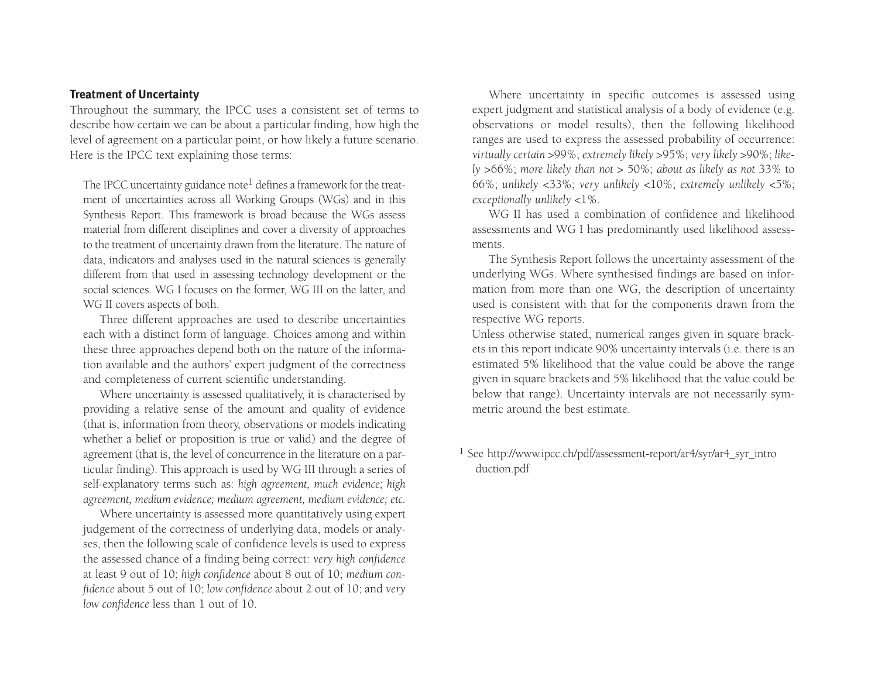## Treatment of Uncertainty

Throughout the summary, the IPCC uses a consistent set of terms to describe how certain we can be about a particular finding, how high the level of agreement on a particular point, or how likely a future scenario. Here is the IPCC text explaining those terms:

> The IPCC uncertainty guidance note[1] defines a framework for the treatment of uncertainties across all Working Groups (WGs) and in this Synthesis Report. This framework is broad because the WGs assess material from different disciplines and cover a diversity of approaches to the treatment of uncertainty drawn from the literature. The nature of data, indicators and analyses used in the natural sciences is generally different from that used in assessing technology development or the social sciences. WG I focuses on the former, WG III on the latter, and WG II covers aspects of both.
>
> Three different approaches are used to describe uncertainties each with a distinct form of language. Choices among and within these three approaches depend both on the nature of the information available and the authors' expert judgment of the correctness and completeness of current scientific understanding.
>
> Where uncertainty is assessed qualitatively, it is characterised by providing a relative sense of the amount and quality of evidence (that is, information from theory, observations or models indicating whether a belief or proposition is true or valid) and the degree of agreement (that is, the level of concurrence in the literature on a particular finding). This approach is used by WG III through a series of self-explanatory terms such as: *high agreement, much evidence; high agreement, medium evidence; medium agreement, medium evidence; etc.*
>
> Where uncertainty is assessed more quantitatively using expert judgement of the correctness of underlying data, models or analyses, then the following scale of confidence levels is used to express the assessed chance of a finding being correct: *very high confidence* at least 9 out of 10; *high confidence* about 8 out of 10; *medium confidence* about 5 out of 10; *low confidence* about 2 out of 10; and *very low confidence* less than 1 out of 10.
>
> Where uncertainty in specific outcomes is assessed using expert judgment and statistical analysis of a body of evidence (e.g. observations or model results), then the following likelihood ranges are used to express the assessed probability of occurrence: *virtually certain* >99%; *extremely likely* >95%; *very likely* >90%; *likely* >66%; *more likely than not* > 50%; *about as likely as not* 33% to 66%; *unlikely* <33%; *very unlikely* <10%; *extremely unlikely* <5%; *exceptionally unlikely* <1%.
>
> WG II has used a combination of confidence and likelihood assessments and WG I has predominantly used likelihood assessments.
>
> The Synthesis Report follows the uncertainty assessment of the underlying WGs. Where synthesised findings are based on information from more than one WG, the description of uncertainty used is consistent with that for the components drawn from the respective WG reports.
>
> Unless otherwise stated, numerical ranges given in square brackets in this report indicate 90% uncertainty intervals (i.e. there is an estimated 5% likelihood that the value could be above the range given in square brackets and 5% likelihood that the value could be below that range). Uncertainty intervals are not necessarily symmetric around the best estimate.

[1] See http://www.ipcc.ch/pdf/assessment-report/ar4/syr/ar4_syr_introduction.pdf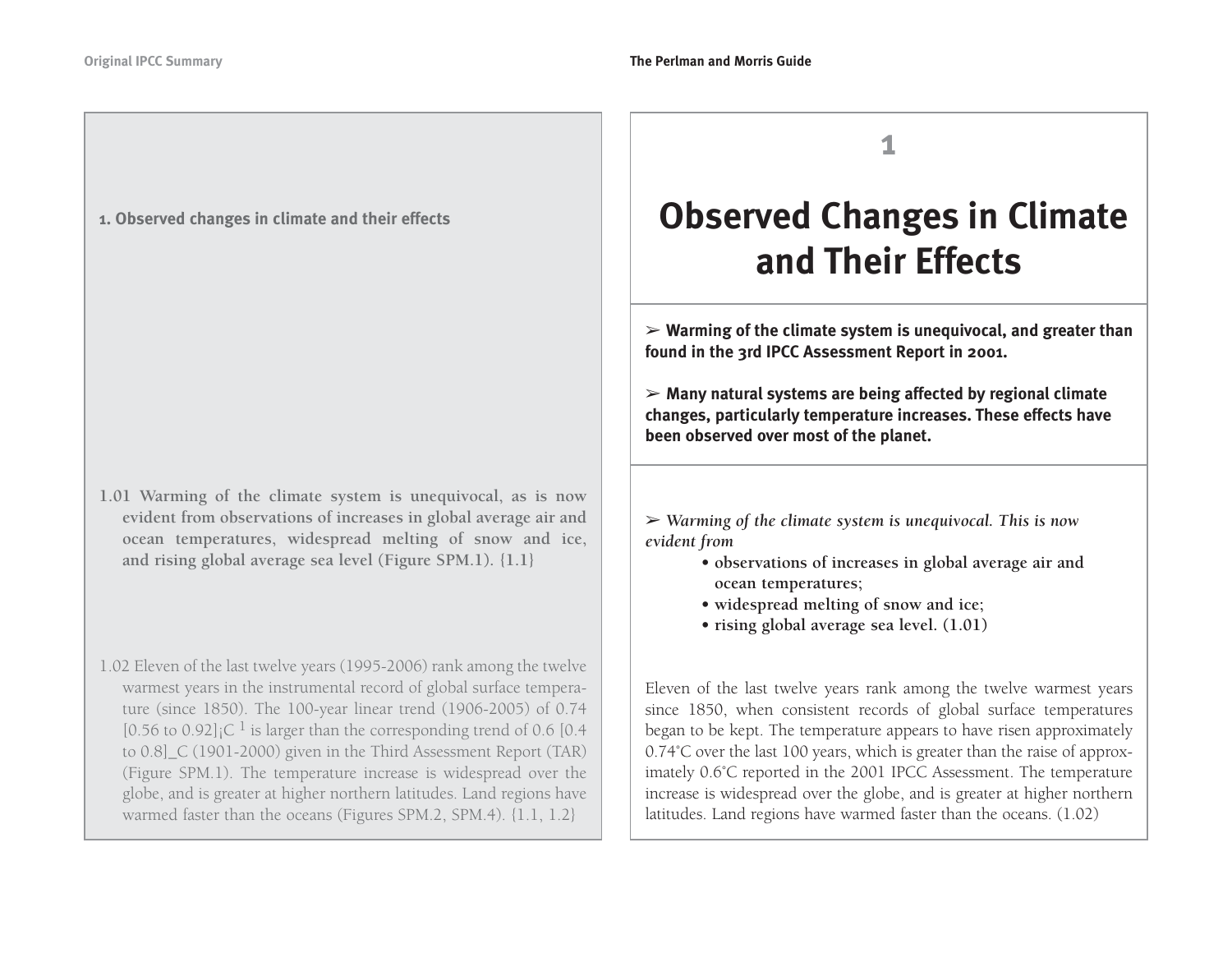## Original IPCC Summary

**1. Observed changes in climate and their effects**

**1.01 Warming of the climate system is unequivocal, as is now evident from observations of increases in global average air and ocean temperatures, widespread melting of snow and ice, and rising global average sea level (Figure SPM.1). {1.1}**

1.02 Eleven of the last twelve years (1995-2006) rank among the twelve warmest years in the instrumental record of global surface temperature (since 1850). The 100-year linear trend (1906-2005) of 0.74 [0.56 to 0.92]¡C [1] is larger than the corresponding trend of 0.6 [0.4 to 0.8]_C (1901-2000) given in the Third Assessment Report (TAR) (Figure SPM.1). The temperature increase is widespread over the globe, and is greater at higher northern latitudes. Land regions have warmed faster than the oceans (Figures SPM.2, SPM.4). {1.1, 1.2}

## The Perlman and Morris Guide

# 1

# Observed Changes in Climate and Their Effects

➢ **Warming of the climate system is unequivocal, and greater than found in the 3rd IPCC Assessment Report in 2001.**

➢ **Many natural systems are being affected by regional climate changes, particularly temperature increases. These effects have been observed over most of the planet.**

➢ *Warming of the climate system is unequivocal. This is now evident from*

- **observations of increases in global average air and ocean temperatures;**
- **widespread melting of snow and ice;**
- **rising global average sea level. (1.01)**

Eleven of the last twelve years rank among the twelve warmest years since 1850, when consistent records of global surface temperatures began to be kept. The temperature appears to have risen approximately 0.74˚C over the last 100 years, which is greater than the raise of approximately 0.6˚C reported in the 2001 IPCC Assessment. The temperature increase is widespread over the globe, and is greater at higher northern latitudes. Land regions have warmed faster than the oceans. (1.02)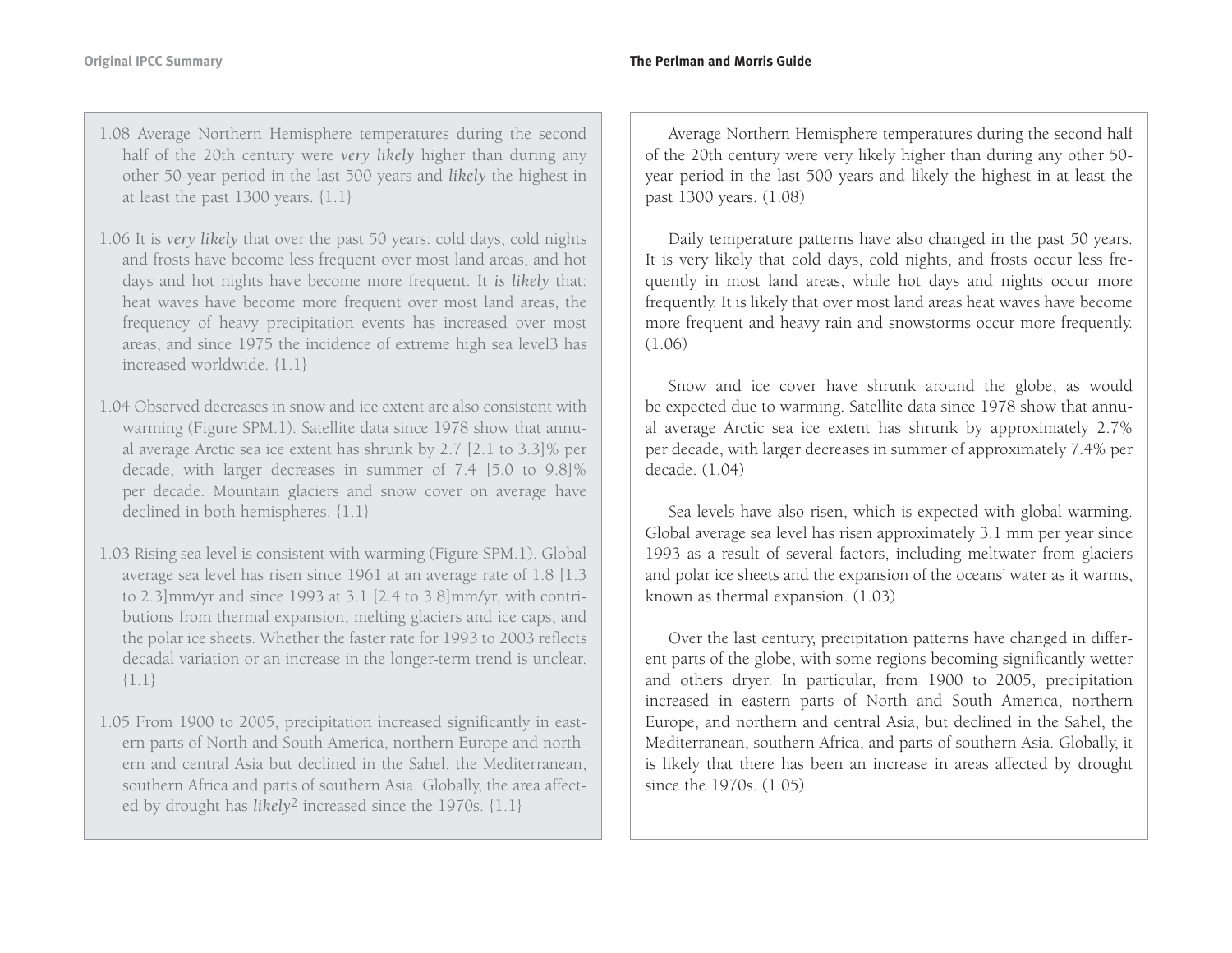**Original IPCC Summary**

1.08 Average Northern Hemisphere temperatures during the second half of the 20th century were *very likely* higher than during any other 50-year period in the last 500 years and *likely* the highest in at least the past 1300 years. {1.1}

1.06 It is *very likely* that over the past 50 years: cold days, cold nights and frosts have become less frequent over most land areas, and hot days and hot nights have become more frequent. It *is likely* that: heat waves have become more frequent over most land areas, the frequency of heavy precipitation events has increased over most areas, and since 1975 the incidence of extreme high sea level3 has increased worldwide. {1.1}

1.04 Observed decreases in snow and ice extent are also consistent with warming (Figure SPM.1). Satellite data since 1978 show that annual average Arctic sea ice extent has shrunk by 2.7 [2.1 to 3.3]% per decade, with larger decreases in summer of 7.4 [5.0 to 9.8]% per decade. Mountain glaciers and snow cover on average have declined in both hemispheres. {1.1}

1.03 Rising sea level is consistent with warming (Figure SPM.1). Global average sea level has risen since 1961 at an average rate of 1.8 [1.3 to 2.3]mm/yr and since 1993 at 3.1 [2.4 to 3.8]mm/yr, with contributions from thermal expansion, melting glaciers and ice caps, and the polar ice sheets. Whether the faster rate for 1993 to 2003 reflects decadal variation or an increase in the longer-term trend is unclear. {1.1}

1.05 From 1900 to 2005, precipitation increased significantly in eastern parts of North and South America, northern Europe and northern and central Asia but declined in the Sahel, the Mediterranean, southern Africa and parts of southern Asia. Globally, the area affected by drought has *likely*[2] increased since the 1970s. {1.1}

**The Perlman and Morris Guide**

Average Northern Hemisphere temperatures during the second half of the 20th century were very likely higher than during any other 50-year period in the last 500 years and likely the highest in at least the past 1300 years. (1.08)

Daily temperature patterns have also changed in the past 50 years. It is very likely that cold days, cold nights, and frosts occur less frequently in most land areas, while hot days and nights occur more frequently. It is likely that over most land areas heat waves have become more frequent and heavy rain and snowstorms occur more frequently. (1.06)

Snow and ice cover have shrunk around the globe, as would be expected due to warming. Satellite data since 1978 show that annual average Arctic sea ice extent has shrunk by approximately 2.7% per decade, with larger decreases in summer of approximately 7.4% per decade. (1.04)

Sea levels have also risen, which is expected with global warming. Global average sea level has risen approximately 3.1 mm per year since 1993 as a result of several factors, including meltwater from glaciers and polar ice sheets and the expansion of the oceans' water as it warms, known as thermal expansion. (1.03)

Over the last century, precipitation patterns have changed in different parts of the globe, with some regions becoming significantly wetter and others dryer. In particular, from 1900 to 2005, precipitation increased in eastern parts of North and South America, northern Europe, and northern and central Asia, but declined in the Sahel, the Mediterranean, southern Africa, and parts of southern Asia. Globally, it is likely that there has been an increase in areas affected by drought since the 1970s. (1.05)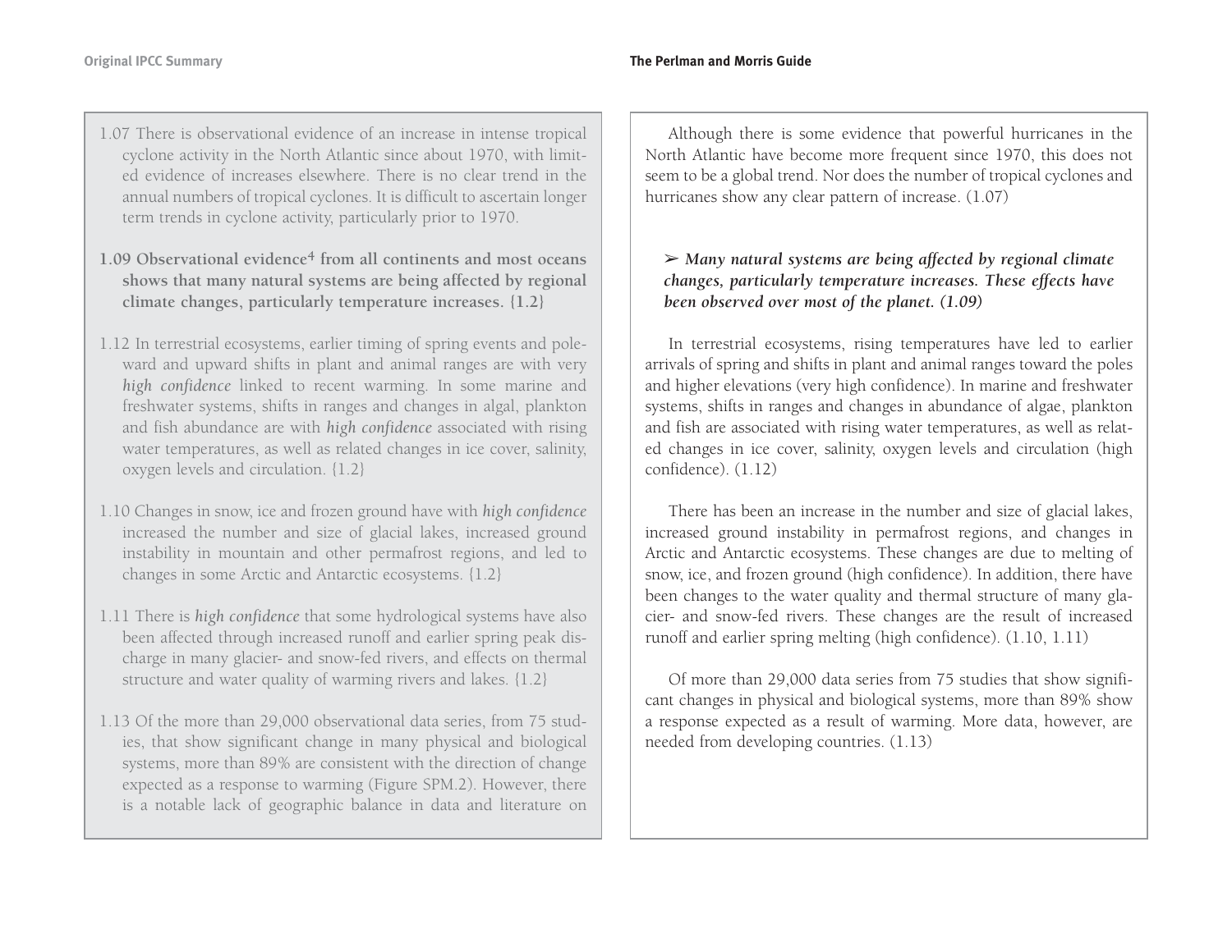1.07 There is observational evidence of an increase in intense tropical cyclone activity in the North Atlantic since about 1970, with limited evidence of increases elsewhere. There is no clear trend in the annual numbers of tropical cyclones. It is difficult to ascertain longer term trends in cyclone activity, particularly prior to 1970.

**1.09 Observational evidence[4] from all continents and most oceans shows that many natural systems are being affected by regional climate changes, particularly temperature increases. {1.2}**

1.12 In terrestrial ecosystems, earlier timing of spring events and poleward and upward shifts in plant and animal ranges are with very *high confidence* linked to recent warming. In some marine and freshwater systems, shifts in ranges and changes in algal, plankton and fish abundance are with *high confidence* associated with rising water temperatures, as well as related changes in ice cover, salinity, oxygen levels and circulation. {1.2}

1.10 Changes in snow, ice and frozen ground have with *high confidence* increased the number and size of glacial lakes, increased ground instability in mountain and other permafrost regions, and led to changes in some Arctic and Antarctic ecosystems. {1.2}

1.11 There is *high confidence* that some hydrological systems have also been affected through increased runoff and earlier spring peak discharge in many glacier- and snow-fed rivers, and effects on thermal structure and water quality of warming rivers and lakes. {1.2}

1.13 Of the more than 29,000 observational data series, from 75 studies, that show significant change in many physical and biological systems, more than 89% are consistent with the direction of change expected as a response to warming (Figure SPM.2). However, there is a notable lack of geographic balance in data and literature on

Although there is some evidence that powerful hurricanes in the North Atlantic have become more frequent since 1970, this does not seem to be a global trend. Nor does the number of tropical cyclones and hurricanes show any clear pattern of increase. (1.07)

➢ ***Many natural systems are being affected by regional climate changes, particularly temperature increases. These effects have been observed over most of the planet. (1.09)***

In terrestrial ecosystems, rising temperatures have led to earlier arrivals of spring and shifts in plant and animal ranges toward the poles and higher elevations (very high confidence). In marine and freshwater systems, shifts in ranges and changes in abundance of algae, plankton and fish are associated with rising water temperatures, as well as related changes in ice cover, salinity, oxygen levels and circulation (high confidence). (1.12)

There has been an increase in the number and size of glacial lakes, increased ground instability in permafrost regions, and changes in Arctic and Antarctic ecosystems. These changes are due to melting of snow, ice, and frozen ground (high confidence). In addition, there have been changes to the water quality and thermal structure of many glacier- and snow-fed rivers. These changes are the result of increased runoff and earlier spring melting (high confidence). (1.10, 1.11)

Of more than 29,000 data series from 75 studies that show significant changes in physical and biological systems, more than 89% show a response expected as a result of warming. More data, however, are needed from developing countries. (1.13)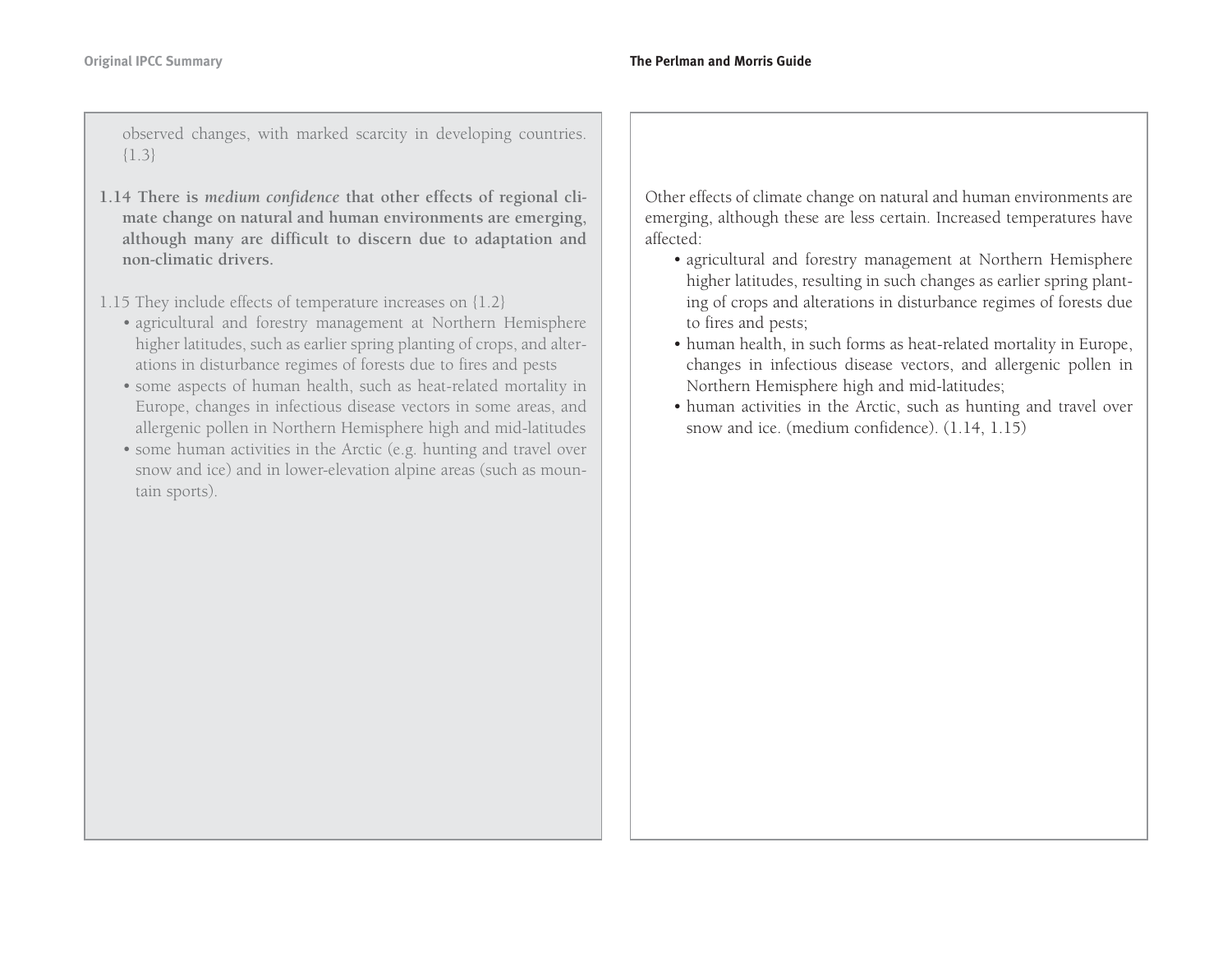observed changes, with marked scarcity in developing countries. {1.3}

**1.14 There is *medium confidence* that other effects of regional climate change on natural and human environments are emerging, although many are difficult to discern due to adaptation and non-climatic drivers.**

1.15 They include effects of temperature increases on {1.2}

- agricultural and forestry management at Northern Hemisphere higher latitudes, such as earlier spring planting of crops, and alterations in disturbance regimes of forests due to fires and pests
- some aspects of human health, such as heat-related mortality in Europe, changes in infectious disease vectors in some areas, and allergenic pollen in Northern Hemisphere high and mid-latitudes
- some human activities in the Arctic (e.g. hunting and travel over snow and ice) and in lower-elevation alpine areas (such as mountain sports).

Other effects of climate change on natural and human environments are emerging, although these are less certain. Increased temperatures have affected:

- agricultural and forestry management at Northern Hemisphere higher latitudes, resulting in such changes as earlier spring planting of crops and alterations in disturbance regimes of forests due to fires and pests;
- human health, in such forms as heat-related mortality in Europe, changes in infectious disease vectors, and allergenic pollen in Northern Hemisphere high and mid-latitudes;
- human activities in the Arctic, such as hunting and travel over snow and ice. (medium confidence). (1.14, 1.15)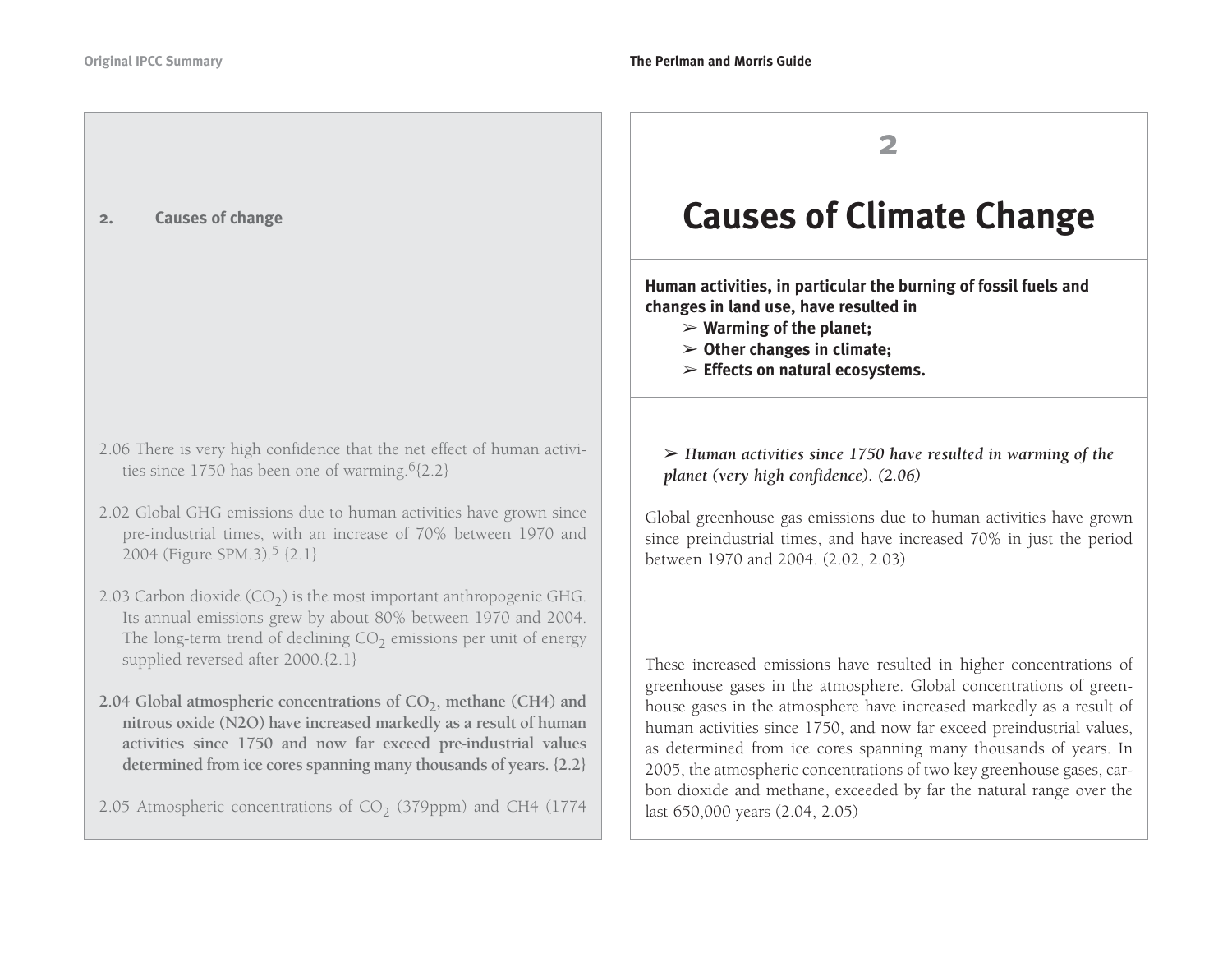## 2. Causes of change

2.06 There is very high confidence that the net effect of human activities since 1750 has been one of warming.[6]{2.2}

2.02 Global GHG emissions due to human activities have grown since pre-industrial times, with an increase of 70% between 1970 and 2004 (Figure SPM.3).[5] {2.1}

2.03 Carbon dioxide ($CO_2$) is the most important anthropogenic GHG. Its annual emissions grew by about 80% between 1970 and 2004. The long-term trend of declining $CO_2$ emissions per unit of energy supplied reversed after 2000.{2.1}

**2.04 Global atmospheric concentrations of $CO_2$, methane (CH4) and nitrous oxide (N2O) have increased markedly as a result of human activities since 1750 and now far exceed pre-industrial values determined from ice cores spanning many thousands of years. {2.2}**

2.05 Atmospheric concentrations of $CO_2$ (379ppm) and CH4 (1774

2

# Causes of Climate Change

**Human activities, in particular the burning of fossil fuels and changes in land use, have resulted in**

- **Warming of the planet;**
- **Other changes in climate;**
- **Effects on natural ecosystems.**

➢ ***Human activities since 1750 have resulted in warming of the planet (very high confidence). (2.06)***

Global greenhouse gas emissions due to human activities have grown since preindustrial times, and have increased 70% in just the period between 1970 and 2004. (2.02, 2.03)

These increased emissions have resulted in higher concentrations of greenhouse gases in the atmosphere. Global concentrations of greenhouse gases in the atmosphere have increased markedly as a result of human activities since 1750, and now far exceed preindustrial values, as determined from ice cores spanning many thousands of years. In 2005, the atmospheric concentrations of two key greenhouse gases, carbon dioxide and methane, exceeded by far the natural range over the last 650,000 years (2.04, 2.05)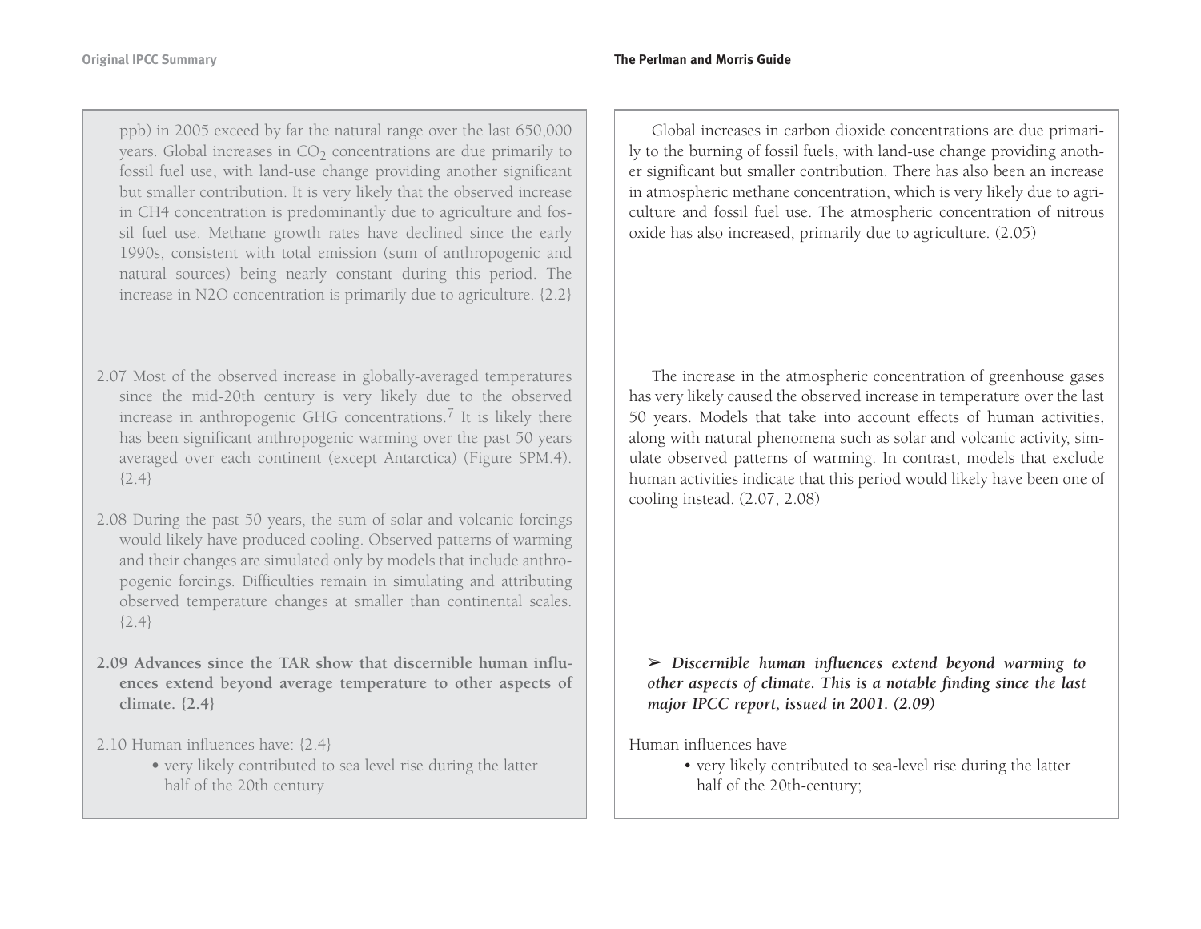ppb) in 2005 exceed by far the natural range over the last 650,000 years. Global increases in $CO_2$ concentrations are due primarily to fossil fuel use, with land-use change providing another significant but smaller contribution. It is very likely that the observed increase in CH4 concentration is predominantly due to agriculture and fossil fuel use. Methane growth rates have declined since the early 1990s, consistent with total emission (sum of anthropogenic and natural sources) being nearly constant during this period. The increase in N2O concentration is primarily due to agriculture. {2.2}

Global increases in carbon dioxide concentrations are due primarily to the burning of fossil fuels, with land-use change providing another significant but smaller contribution. There has also been an increase in atmospheric methane concentration, which is very likely due to agriculture and fossil fuel use. The atmospheric concentration of nitrous oxide has also increased, primarily due to agriculture. (2.05)

2.07 Most of the observed increase in globally-averaged temperatures since the mid-20th century is very likely due to the observed increase in anthropogenic GHG concentrations.[7] It is likely there has been significant anthropogenic warming over the past 50 years averaged over each continent (except Antarctica) (Figure SPM.4). {2.4}

2.08 During the past 50 years, the sum of solar and volcanic forcings would likely have produced cooling. Observed patterns of warming and their changes are simulated only by models that include anthropogenic forcings. Difficulties remain in simulating and attributing observed temperature changes at smaller than continental scales. {2.4}

The increase in the atmospheric concentration of greenhouse gases has very likely caused the observed increase in temperature over the last 50 years. Models that take into account effects of human activities, along with natural phenomena such as solar and volcanic activity, simulate observed patterns of warming. In contrast, models that exclude human activities indicate that this period would likely have been one of cooling instead. (2.07, 2.08)

**2.09 Advances since the TAR show that discernible human influences extend beyond average temperature to other aspects of climate. {2.4}**

➢ ***Discernible human influences extend beyond warming to other aspects of climate. This is a notable finding since the last major IPCC report, issued in 2001. (2.09)***

2.10 Human influences have: {2.4}

- very likely contributed to sea level rise during the latter half of the 20th century

Human influences have

- very likely contributed to sea-level rise during the latter half of the 20th-century;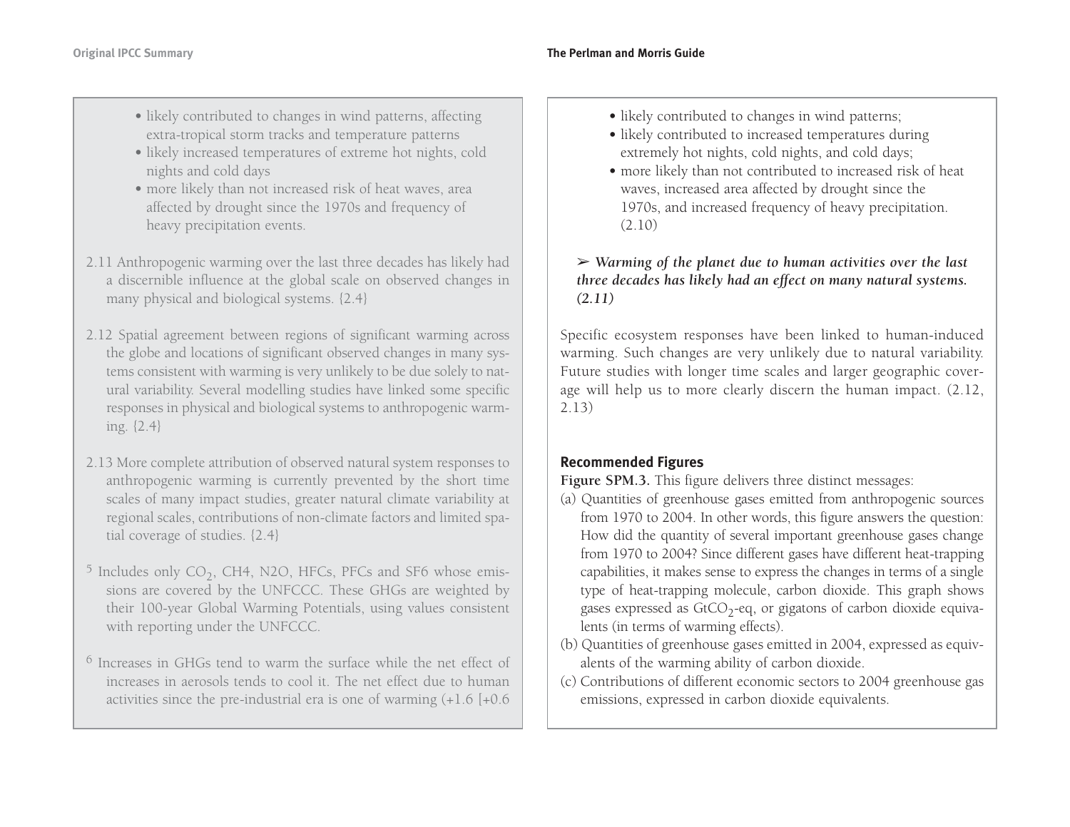- likely contributed to changes in wind patterns, affecting extra-tropical storm tracks and temperature patterns
- likely increased temperatures of extreme hot nights, cold nights and cold days
- more likely than not increased risk of heat waves, area affected by drought since the 1970s and frequency of heavy precipitation events.

2.11 Anthropogenic warming over the last three decades has likely had a discernible influence at the global scale on observed changes in many physical and biological systems. {2.4}

2.12 Spatial agreement between regions of significant warming across the globe and locations of significant observed changes in many systems consistent with warming is very unlikely to be due solely to natural variability. Several modelling studies have linked some specific responses in physical and biological systems to anthropogenic warming. {2.4}

2.13 More complete attribution of observed natural system responses to anthropogenic warming is currently prevented by the short time scales of many impact studies, greater natural climate variability at regional scales, contributions of non-climate factors and limited spatial coverage of studies. {2.4}

[5] Includes only $CO_2$, CH4, N2O, HFCs, PFCs and SF6 whose emissions are covered by the UNFCCC. These GHGs are weighted by their 100-year Global Warming Potentials, using values consistent with reporting under the UNFCCC.

[6] Increases in GHGs tend to warm the surface while the net effect of increases in aerosols tends to cool it. The net effect due to human activities since the pre-industrial era is one of warming (+1.6 [+0.6

- likely contributed to changes in wind patterns;
- likely contributed to increased temperatures during extremely hot nights, cold nights, and cold days;
- more likely than not contributed to increased risk of heat waves, increased area affected by drought since the 1970s, and increased frequency of heavy precipitation. (2.10)

➢ ***Warming of the planet due to human activities over the last three decades has likely had an effect on many natural systems. (2.11)***

Specific ecosystem responses have been linked to human-induced warming. Such changes are very unlikely due to natural variability. Future studies with longer time scales and larger geographic coverage will help us to more clearly discern the human impact. (2.12, 2.13)

### Recommended Figures

**Figure SPM.3.** This figure delivers three distinct messages:

(a) Quantities of greenhouse gases emitted from anthropogenic sources from 1970 to 2004. In other words, this figure answers the question: How did the quantity of several important greenhouse gases change from 1970 to 2004? Since different gases have different heat-trapping capabilities, it makes sense to express the changes in terms of a single type of heat-trapping molecule, carbon dioxide. This graph shows gases expressed as $GtCO_2$-eq, or gigatons of carbon dioxide equivalents (in terms of warming effects).

(b) Quantities of greenhouse gases emitted in 2004, expressed as equivalents of the warming ability of carbon dioxide.

(c) Contributions of different economic sectors to 2004 greenhouse gas emissions, expressed in carbon dioxide equivalents.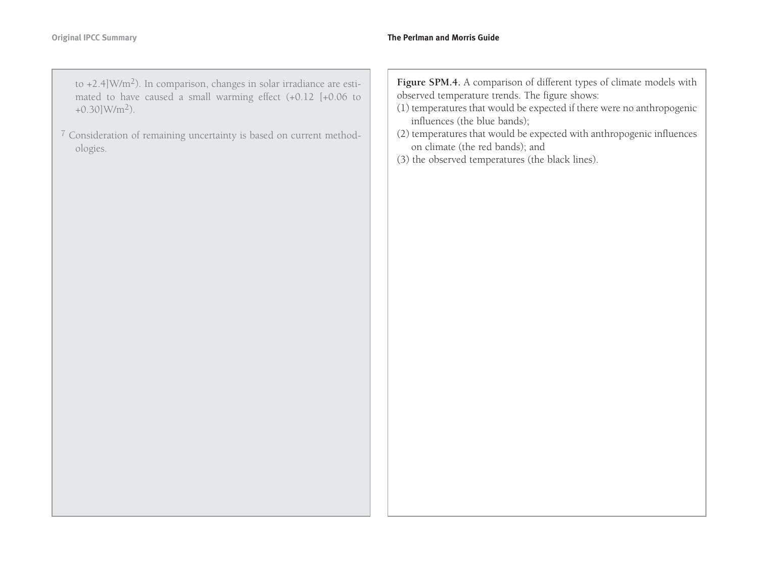to +2.4]W/m[2]). In comparison, changes in solar irradiance are estimated to have caused a small warming effect (+0.12 [+0.06 to +0.30]W/m[2]).

[7] Consideration of remaining uncertainty is based on current methodologies.

**Figure SPM.4.** A comparison of different types of climate models with observed temperature trends. The figure shows:

(1) temperatures that would be expected if there were no anthropogenic influences (the blue bands);

(2) temperatures that would be expected with anthropogenic influences on climate (the red bands); and

(3) the observed temperatures (the black lines).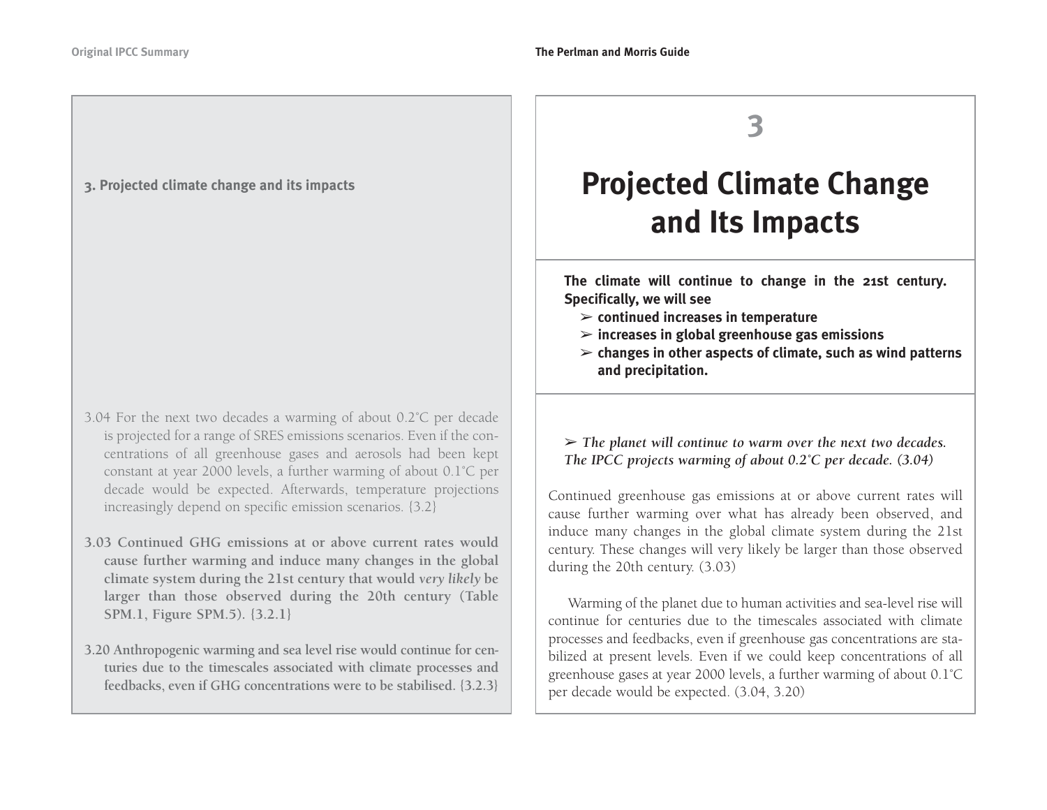**3. Projected climate change and its impacts**

3.04 For the next two decades a warming of about 0.2°C per decade is projected for a range of SRES emissions scenarios. Even if the concentrations of all greenhouse gases and aerosols had been kept constant at year 2000 levels, a further warming of about 0.1°C per decade would be expected. Afterwards, temperature projections increasingly depend on specific emission scenarios. {3.2}

**3.03 Continued GHG emissions at or above current rates would cause further warming and induce many changes in the global climate system during the 21st century that would *very likely* be larger than those observed during the 20th century (Table SPM.1, Figure SPM.5). {3.2.1}**

**3.20 Anthropogenic warming and sea level rise would continue for centuries due to the timescales associated with climate processes and feedbacks, even if GHG concentrations were to be stabilised. {3.2.3}**

# 3

# Projected Climate Change and Its Impacts

**The climate will continue to change in the 21st century. Specifically, we will see**

- **continued increases in temperature**
- **increases in global greenhouse gas emissions**
- **changes in other aspects of climate, such as wind patterns and precipitation.**

➢ ***The planet will continue to warm over the next two decades. The IPCC projects warming of about 0.2°C per decade. (3.04)***

Continued greenhouse gas emissions at or above current rates will cause further warming over what has already been observed, and induce many changes in the global climate system during the 21st century. These changes will very likely be larger than those observed during the 20th century. (3.03)

Warming of the planet due to human activities and sea-level rise will continue for centuries due to the timescales associated with climate processes and feedbacks, even if greenhouse gas concentrations are stabilized at present levels. Even if we could keep concentrations of all greenhouse gases at year 2000 levels, a further warming of about 0.1°C per decade would be expected. (3.04, 3.20)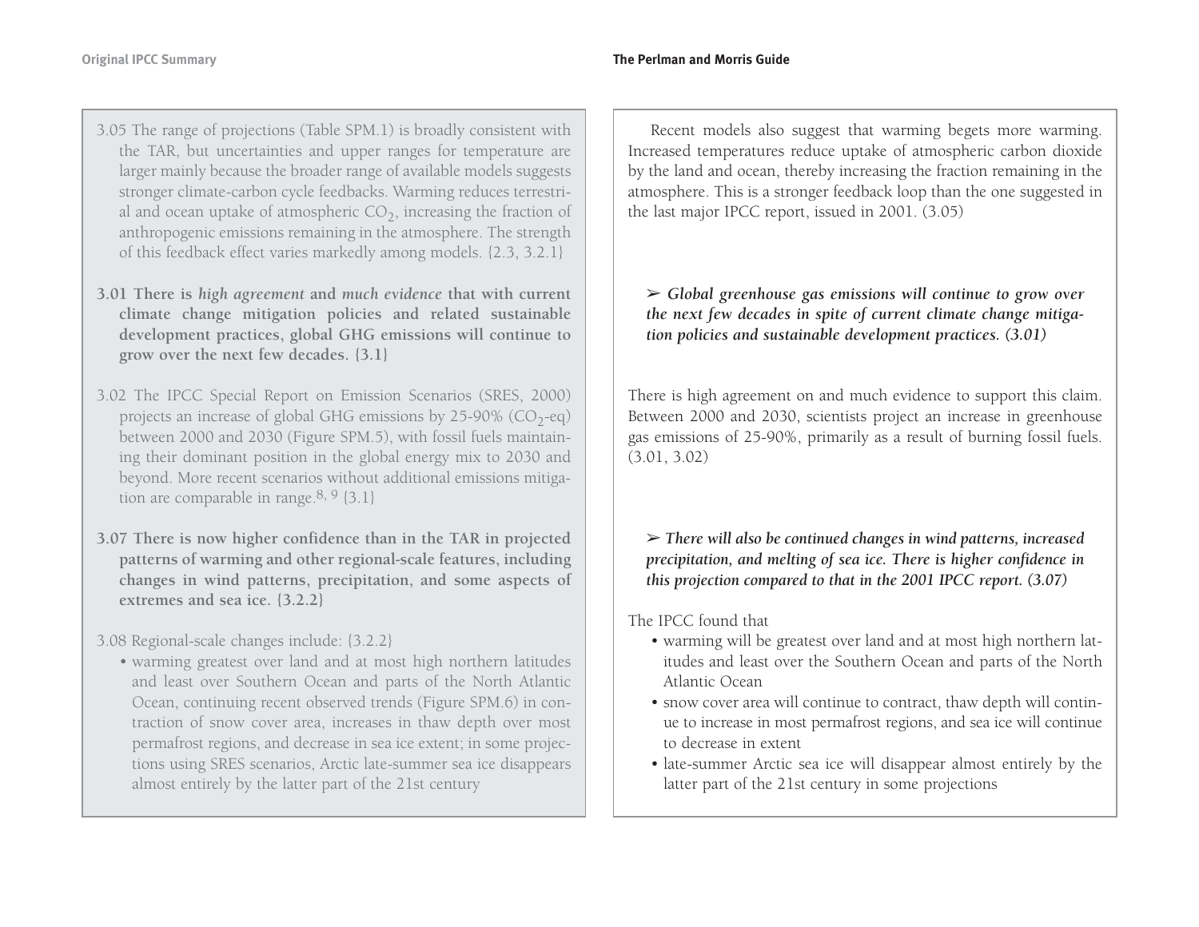3.05 The range of projections (Table SPM.1) is broadly consistent with the TAR, but uncertainties and upper ranges for temperature are larger mainly because the broader range of available models suggests stronger climate-carbon cycle feedbacks. Warming reduces terrestrial and ocean uptake of atmospheric $CO_2$, increasing the fraction of anthropogenic emissions remaining in the atmosphere. The strength of this feedback effect varies markedly among models. {2.3, 3.2.1}

Recent models also suggest that warming begets more warming. Increased temperatures reduce uptake of atmospheric carbon dioxide by the land and ocean, thereby increasing the fraction remaining in the atmosphere. This is a stronger feedback loop than the one suggested in the last major IPCC report, issued in 2001. (3.05)

**3.01 There is *high agreement* and *much evidence* that with current climate change mitigation policies and related sustainable development practices, global GHG emissions will continue to grow over the next few decades. {3.1}**

➢ ***Global greenhouse gas emissions will continue to grow over the next few decades in spite of current climate change mitigation policies and sustainable development practices. (3.01)***

3.02 The IPCC Special Report on Emission Scenarios (SRES, 2000) projects an increase of global GHG emissions by 25-90% ($CO_2$-eq) between 2000 and 2030 (Figure SPM.5), with fossil fuels maintaining their dominant position in the global energy mix to 2030 and beyond. More recent scenarios without additional emissions mitigation are comparable in range.[8, 9] {3.1}

There is high agreement on and much evidence to support this claim. Between 2000 and 2030, scientists project an increase in greenhouse gas emissions of 25-90%, primarily as a result of burning fossil fuels. (3.01, 3.02)

**3.07 There is now higher confidence than in the TAR in projected patterns of warming and other regional-scale features, including changes in wind patterns, precipitation, and some aspects of extremes and sea ice. {3.2.2}**

➢ ***There will also be continued changes in wind patterns, increased precipitation, and melting of sea ice. There is higher confidence in this projection compared to that in the 2001 IPCC report. (3.07)***

3.08 Regional-scale changes include: {3.2.2}

- warming greatest over land and at most high northern latitudes and least over Southern Ocean and parts of the North Atlantic Ocean, continuing recent observed trends (Figure SPM.6) in contraction of snow cover area, increases in thaw depth over most permafrost regions, and decrease in sea ice extent; in some projections using SRES scenarios, Arctic late-summer sea ice disappears almost entirely by the latter part of the 21st century

The IPCC found that

- warming will be greatest over land and at most high northern latitudes and least over the Southern Ocean and parts of the North Atlantic Ocean
- snow cover area will continue to contract, thaw depth will continue to increase in most permafrost regions, and sea ice will continue to decrease in extent
- late-summer Arctic sea ice will disappear almost entirely by the latter part of the 21st century in some projections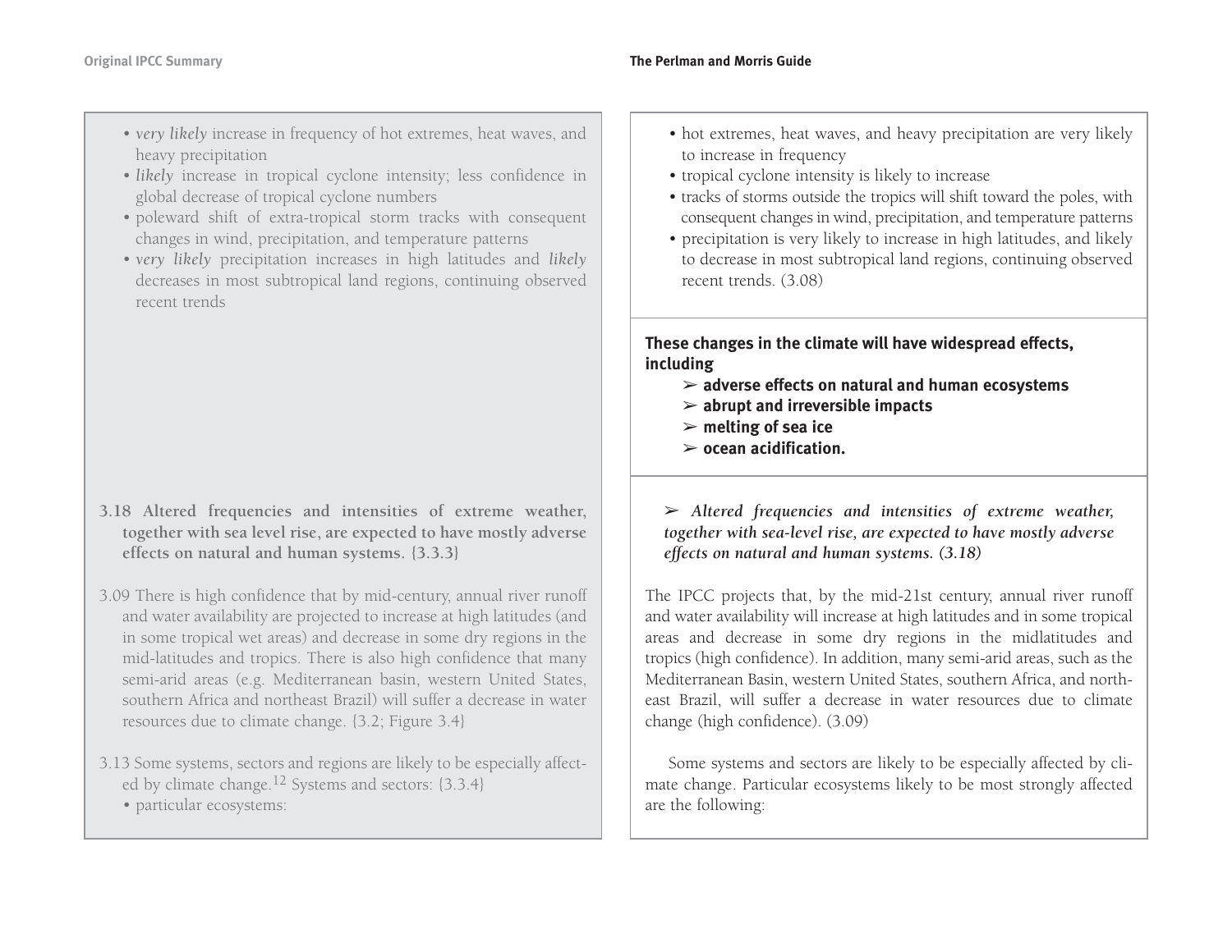- *very likely* increase in frequency of hot extremes, heat waves, and heavy precipitation
- *likely* increase in tropical cyclone intensity; less confidence in global decrease of tropical cyclone numbers
- poleward shift of extra-tropical storm tracks with consequent changes in wind, precipitation, and temperature patterns
- *very likely* precipitation increases in high latitudes and *likely* decreases in most subtropical land regions, continuing observed recent trends

**3.18 Altered frequencies and intensities of extreme weather, together with sea level rise, are expected to have mostly adverse effects on natural and human systems. {3.3.3}**

3.09 There is high confidence that by mid-century, annual river runoff and water availability are projected to increase at high latitudes (and in some tropical wet areas) and decrease in some dry regions in the mid-latitudes and tropics. There is also high confidence that many semi-arid areas (e.g. Mediterranean basin, western United States, southern Africa and northeast Brazil) will suffer a decrease in water resources due to climate change. {3.2; Figure 3.4}

3.13 Some systems, sectors and regions are likely to be especially affected by climate change.[12] Systems and sectors: {3.3.4}

- particular ecosystems:

---

- hot extremes, heat waves, and heavy precipitation are very likely to increase in frequency
- tropical cyclone intensity is likely to increase
- tracks of storms outside the tropics will shift toward the poles, with consequent changes in wind, precipitation, and temperature patterns
- precipitation is very likely to increase in high latitudes, and likely to decrease in most subtropical land regions, continuing observed recent trends. (3.08)

**These changes in the climate will have widespread effects, including**

- ➢ **adverse effects on natural and human ecosystems**
- ➢ **abrupt and irreversible impacts**
- ➢ **melting of sea ice**
- ➢ **ocean acidification.**

➢ ***Altered frequencies and intensities of extreme weather, together with sea-level rise, are expected to have mostly adverse effects on natural and human systems. (3.18)***

The IPCC projects that, by the mid-21st century, annual river runoff and water availability will increase at high latitudes and in some tropical areas and decrease in some dry regions in the midlatitudes and tropics (high confidence). In addition, many semi-arid areas, such as the Mediterranean Basin, western United States, southern Africa, and northeast Brazil, will suffer a decrease in water resources due to climate change (high confidence). (3.09)

Some systems and sectors are likely to be especially affected by climate change. Particular ecosystems likely to be most strongly affected are the following: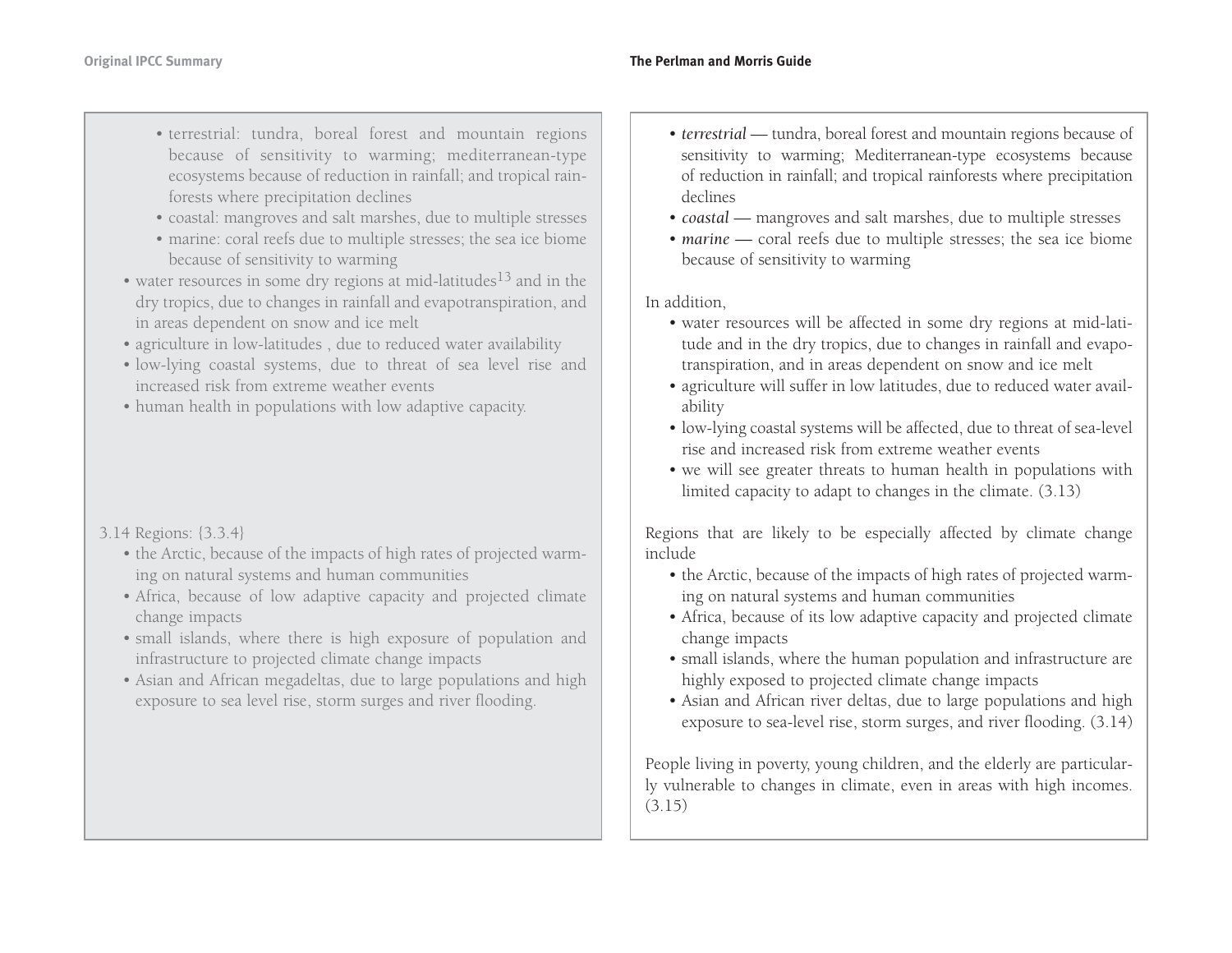**Original IPCC Summary**

- terrestrial: tundra, boreal forest and mountain regions because of sensitivity to warming; mediterranean-type ecosystems because of reduction in rainfall; and tropical rainforests where precipitation declines
- coastal: mangroves and salt marshes, due to multiple stresses
- marine: coral reefs due to multiple stresses; the sea ice biome because of sensitivity to warming

- water resources in some dry regions at mid-latitudes[13] and in the dry tropics, due to changes in rainfall and evapotranspiration, and in areas dependent on snow and ice melt
- agriculture in low-latitudes , due to reduced water availability
- low-lying coastal systems, due to threat of sea level rise and increased risk from extreme weather events
- human health in populations with low adaptive capacity.

3.14 Regions: {3.3.4}

- the Arctic, because of the impacts of high rates of projected warming on natural systems and human communities
- Africa, because of low adaptive capacity and projected climate change impacts
- small islands, where there is high exposure of population and infrastructure to projected climate change impacts
- Asian and African megadeltas, due to large populations and high exposure to sea level rise, storm surges and river flooding.

**The Perlman and Morris Guide**

- *terrestrial* — tundra, boreal forest and mountain regions because of sensitivity to warming; Mediterranean-type ecosystems because of reduction in rainfall; and tropical rainforests where precipitation declines
- *coastal* — mangroves and salt marshes, due to multiple stresses
- *marine* — coral reefs due to multiple stresses; the sea ice biome because of sensitivity to warming

In addition,

- water resources will be affected in some dry regions at mid-latitude and in the dry tropics, due to changes in rainfall and evapotranspiration, and in areas dependent on snow and ice melt
- agriculture will suffer in low latitudes, due to reduced water availability
- low-lying coastal systems will be affected, due to threat of sea-level rise and increased risk from extreme weather events
- we will see greater threats to human health in populations with limited capacity to adapt to changes in the climate. (3.13)

Regions that are likely to be especially affected by climate change include

- the Arctic, because of the impacts of high rates of projected warming on natural systems and human communities
- Africa, because of its low adaptive capacity and projected climate change impacts
- small islands, where the human population and infrastructure are highly exposed to projected climate change impacts
- Asian and African river deltas, due to large populations and high exposure to sea-level rise, storm surges, and river flooding. (3.14)

People living in poverty, young children, and the elderly are particularly vulnerable to changes in climate, even in areas with high incomes. (3.15)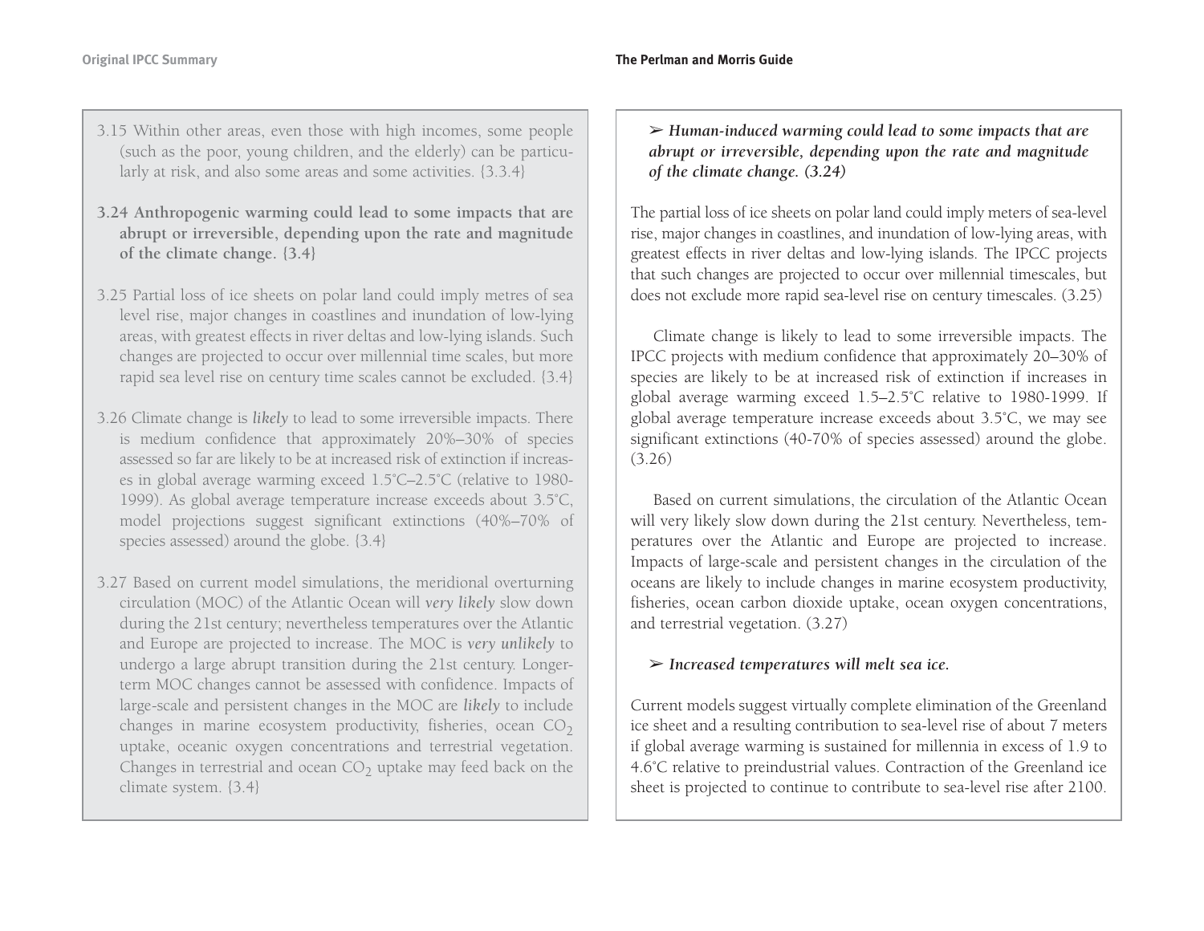3.15 Within other areas, even those with high incomes, some people (such as the poor, young children, and the elderly) can be particularly at risk, and also some areas and some activities. {3.3.4}

**3.24 Anthropogenic warming could lead to some impacts that are abrupt or irreversible, depending upon the rate and magnitude of the climate change. {3.4}**

3.25 Partial loss of ice sheets on polar land could imply metres of sea level rise, major changes in coastlines and inundation of low-lying areas, with greatest effects in river deltas and low-lying islands. Such changes are projected to occur over millennial time scales, but more rapid sea level rise on century time scales cannot be excluded. {3.4}

3.26 Climate change is *likely* to lead to some irreversible impacts. There is medium confidence that approximately 20%–30% of species assessed so far are likely to be at increased risk of extinction if increases in global average warming exceed 1.5°C–2.5°C (relative to 1980-1999). As global average temperature increase exceeds about 3.5°C, model projections suggest significant extinctions (40%–70% of species assessed) around the globe. {3.4}

3.27 Based on current model simulations, the meridional overturning circulation (MOC) of the Atlantic Ocean will *very likely* slow down during the 21st century; nevertheless temperatures over the Atlantic and Europe are projected to increase. The MOC is *very unlikely* to undergo a large abrupt transition during the 21st century. Longer-term MOC changes cannot be assessed with confidence. Impacts of large-scale and persistent changes in the MOC are *likely* to include changes in marine ecosystem productivity, fisheries, ocean $CO_2$ uptake, oceanic oxygen concentrations and terrestrial vegetation. Changes in terrestrial and ocean $CO_2$ uptake may feed back on the climate system. {3.4}

➢ ***Human-induced warming could lead to some impacts that are abrupt or irreversible, depending upon the rate and magnitude of the climate change. (3.24)***

The partial loss of ice sheets on polar land could imply meters of sea-level rise, major changes in coastlines, and inundation of low-lying areas, with greatest effects in river deltas and low-lying islands. The IPCC projects that such changes are projected to occur over millennial timescales, but does not exclude more rapid sea-level rise on century timescales. (3.25)

Climate change is likely to lead to some irreversible impacts. The IPCC projects with medium confidence that approximately 20–30% of species are likely to be at increased risk of extinction if increases in global average warming exceed 1.5–2.5°C relative to 1980-1999. If global average temperature increase exceeds about 3.5°C, we may see significant extinctions (40-70% of species assessed) around the globe. (3.26)

Based on current simulations, the circulation of the Atlantic Ocean will very likely slow down during the 21st century. Nevertheless, temperatures over the Atlantic and Europe are projected to increase. Impacts of large-scale and persistent changes in the circulation of the oceans are likely to include changes in marine ecosystem productivity, fisheries, ocean carbon dioxide uptake, ocean oxygen concentrations, and terrestrial vegetation. (3.27)

➢ ***Increased temperatures will melt sea ice.***

Current models suggest virtually complete elimination of the Greenland ice sheet and a resulting contribution to sea-level rise of about 7 meters if global average warming is sustained for millennia in excess of 1.9 to 4.6°C relative to preindustrial values. Contraction of the Greenland ice sheet is projected to continue to contribute to sea-level rise after 2100.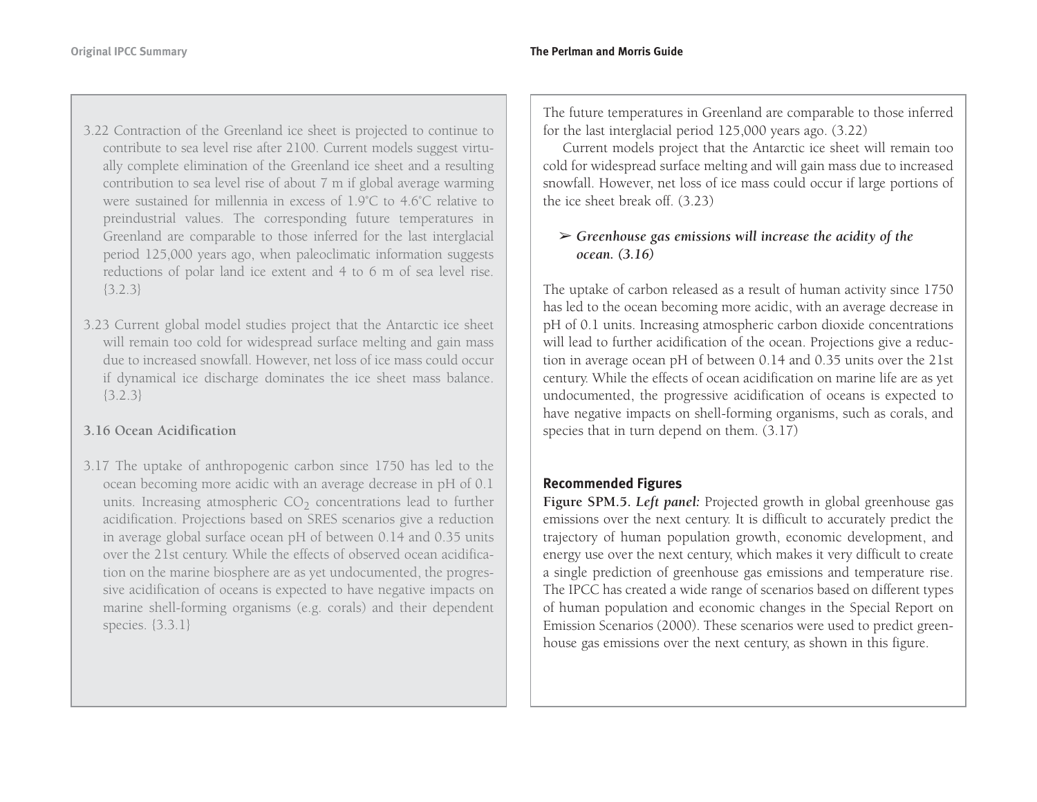3.22 Contraction of the Greenland ice sheet is projected to continue to contribute to sea level rise after 2100. Current models suggest virtually complete elimination of the Greenland ice sheet and a resulting contribution to sea level rise of about 7 m if global average warming were sustained for millennia in excess of 1.9°C to 4.6°C relative to preindustrial values. The corresponding future temperatures in Greenland are comparable to those inferred for the last interglacial period 125,000 years ago, when paleoclimatic information suggests reductions of polar land ice extent and 4 to 6 m of sea level rise. {3.2.3}

3.23 Current global model studies project that the Antarctic ice sheet will remain too cold for widespread surface melting and gain mass due to increased snowfall. However, net loss of ice mass could occur if dynamical ice discharge dominates the ice sheet mass balance. {3.2.3}

### 3.16 Ocean Acidification

3.17 The uptake of anthropogenic carbon since 1750 has led to the ocean becoming more acidic with an average decrease in pH of 0.1 units. Increasing atmospheric $CO_2$ concentrations lead to further acidification. Projections based on SRES scenarios give a reduction in average global surface ocean pH of between 0.14 and 0.35 units over the 21st century. While the effects of observed ocean acidification on the marine biosphere are as yet undocumented, the progressive acidification of oceans is expected to have negative impacts on marine shell-forming organisms (e.g. corals) and their dependent species. {3.3.1}

The future temperatures in Greenland are comparable to those inferred for the last interglacial period 125,000 years ago. (3.22)

Current models project that the Antarctic ice sheet will remain too cold for widespread surface melting and will gain mass due to increased snowfall. However, net loss of ice mass could occur if large portions of the ice sheet break off. (3.23)

➢ ***Greenhouse gas emissions will increase the acidity of the ocean. (3.16)***

The uptake of carbon released as a result of human activity since 1750 has led to the ocean becoming more acidic, with an average decrease in pH of 0.1 units. Increasing atmospheric carbon dioxide concentrations will lead to further acidification of the ocean. Projections give a reduction in average ocean pH of between 0.14 and 0.35 units over the 21st century. While the effects of ocean acidification on marine life are as yet undocumented, the progressive acidification of oceans is expected to have negative impacts on shell-forming organisms, such as corals, and species that in turn depend on them. (3.17)

### Recommended Figures

**Figure SPM.5.** ***Left panel:*** Projected growth in global greenhouse gas emissions over the next century. It is difficult to accurately predict the trajectory of human population growth, economic development, and energy use over the next century, which makes it very difficult to create a single prediction of greenhouse gas emissions and temperature rise. The IPCC has created a wide range of scenarios based on different types of human population and economic changes in the Special Report on Emission Scenarios (2000). These scenarios were used to predict greenhouse gas emissions over the next century, as shown in this figure.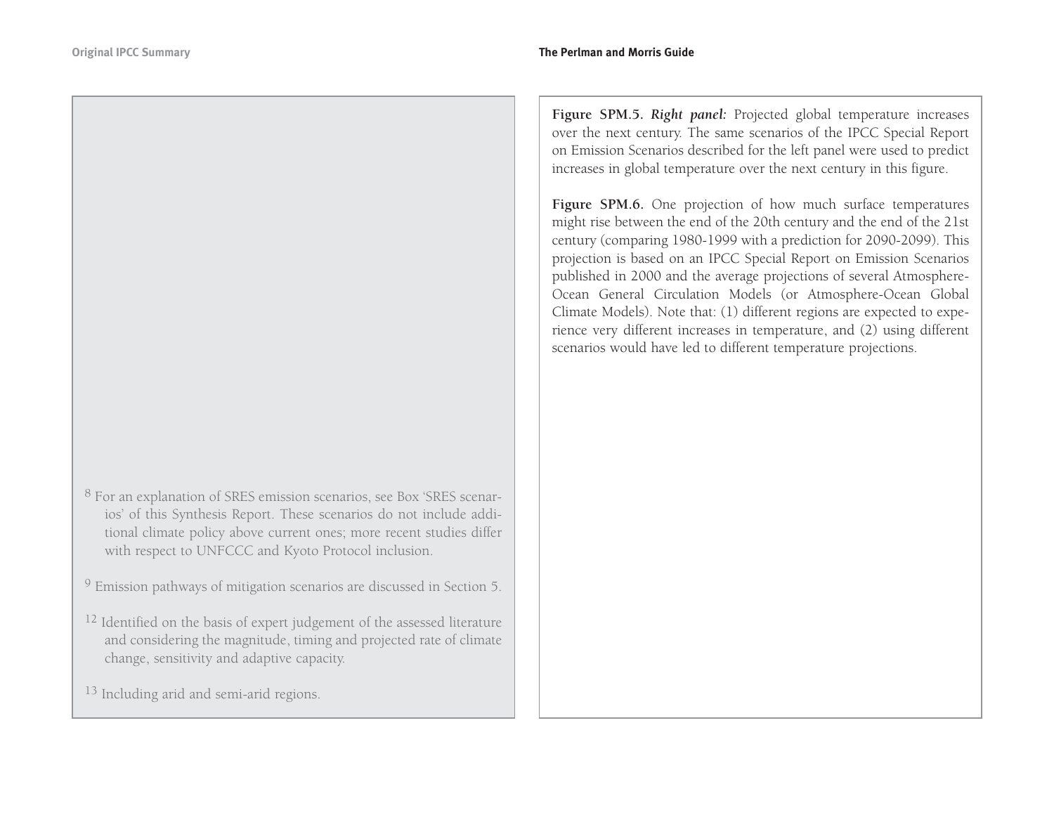[8] For an explanation of SRES emission scenarios, see Box 'SRES scenarios' of this Synthesis Report. These scenarios do not include additional climate policy above current ones; more recent studies differ with respect to UNFCCC and Kyoto Protocol inclusion.

[9] Emission pathways of mitigation scenarios are discussed in Section 5.

[12] Identified on the basis of expert judgement of the assessed literature and considering the magnitude, timing and projected rate of climate change, sensitivity and adaptive capacity.

[13] Including arid and semi-arid regions.

**Figure SPM.5.** ***Right panel:*** Projected global temperature increases over the next century. The same scenarios of the IPCC Special Report on Emission Scenarios described for the left panel were used to predict increases in global temperature over the next century in this figure.

**Figure SPM.6.** One projection of how much surface temperatures might rise between the end of the 20th century and the end of the 21st century (comparing 1980-1999 with a prediction for 2090-2099). This projection is based on an IPCC Special Report on Emission Scenarios published in 2000 and the average projections of several Atmosphere-Ocean General Circulation Models (or Atmosphere-Ocean Global Climate Models). Note that: (1) different regions are expected to experience very different increases in temperature, and (2) using different scenarios would have led to different temperature projections.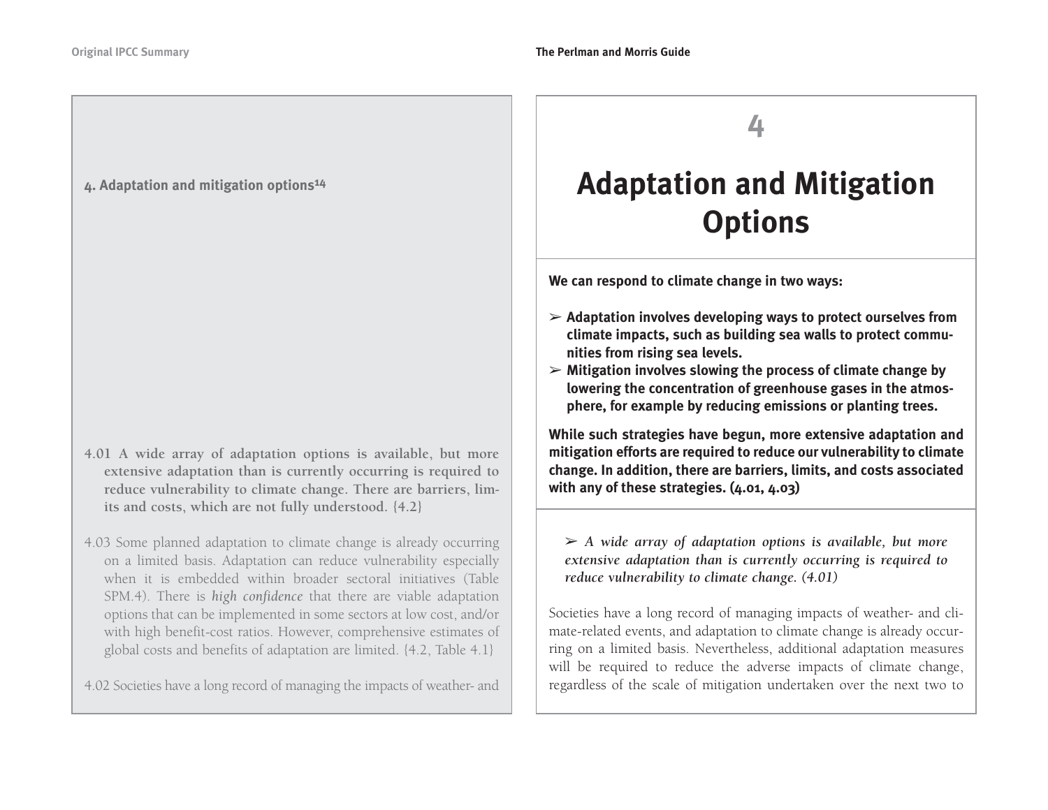## 4. Adaptation and mitigation options[14]

**4.01 A wide array of adaptation options is available, but more extensive adaptation than is currently occurring is required to reduce vulnerability to climate change. There are barriers, limits and costs, which are not fully understood. {4.2}**

4.03 Some planned adaptation to climate change is already occurring on a limited basis. Adaptation can reduce vulnerability especially when it is embedded within broader sectoral initiatives (Table SPM.4). There is *high confidence* that there are viable adaptation options that can be implemented in some sectors at low cost, and/or with high benefit-cost ratios. However, comprehensive estimates of global costs and benefits of adaptation are limited. {4.2, Table 4.1}

4.02 Societies have a long record of managing the impacts of weather- and

# 4

# Adaptation and Mitigation Options

**We can respond to climate change in two ways:**

- **Adaptation involves developing ways to protect ourselves from climate impacts, such as building sea walls to protect communities from rising sea levels.**
- **Mitigation involves slowing the process of climate change by lowering the concentration of greenhouse gases in the atmosphere, for example by reducing emissions or planting trees.**

**While such strategies have begun, more extensive adaptation and mitigation efforts are required to reduce our vulnerability to climate change. In addition, there are barriers, limits, and costs associated with any of these strategies. (4.01, 4.03)**

➢ ***A wide array of adaptation options is available, but more extensive adaptation than is currently occurring is required to reduce vulnerability to climate change. (4.01)***

Societies have a long record of managing impacts of weather- and climate-related events, and adaptation to climate change is already occurring on a limited basis. Nevertheless, additional adaptation measures will be required to reduce the adverse impacts of climate change, regardless of the scale of mitigation undertaken over the next two to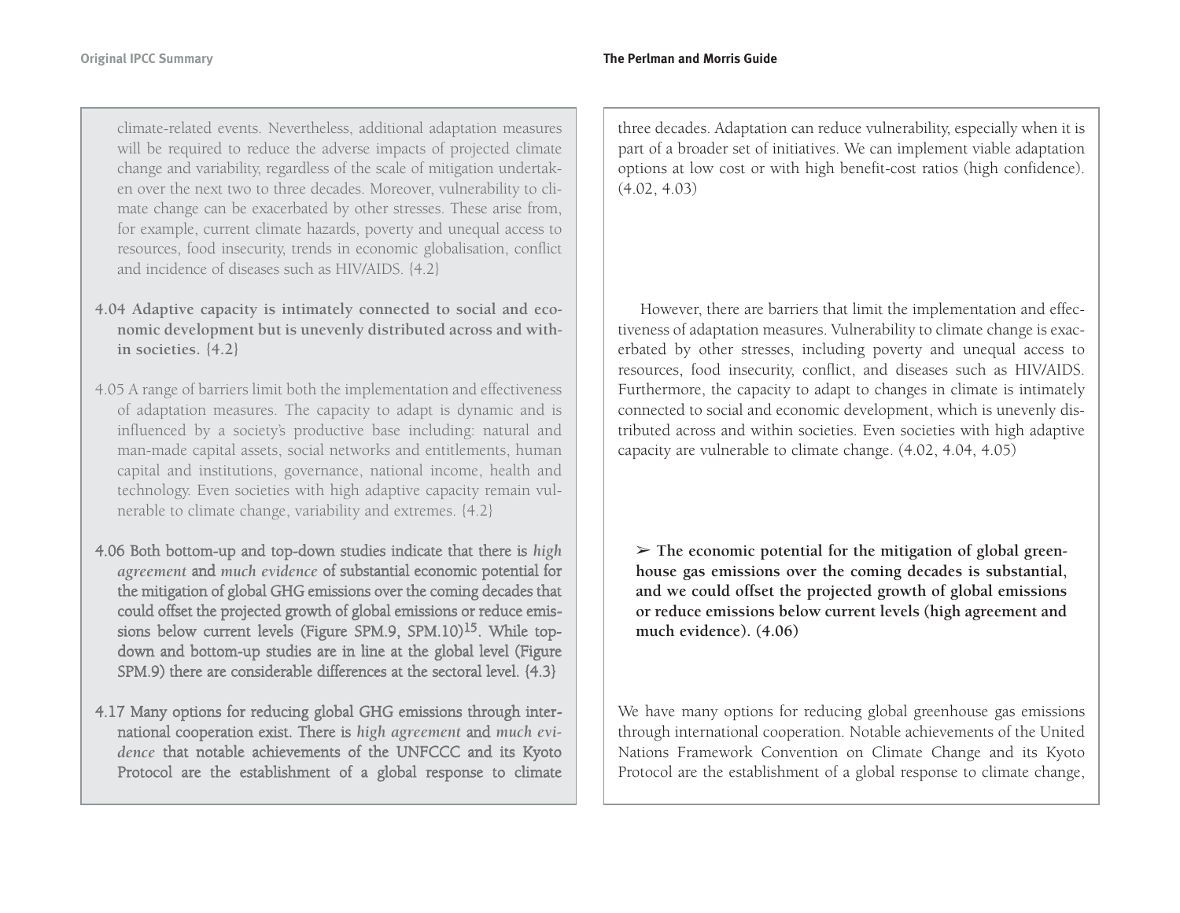climate-related events. Nevertheless, additional adaptation measures will be required to reduce the adverse impacts of projected climate change and variability, regardless of the scale of mitigation undertaken over the next two to three decades. Moreover, vulnerability to climate change can be exacerbated by other stresses. These arise from, for example, current climate hazards, poverty and unequal access to resources, food insecurity, trends in economic globalisation, conflict and incidence of diseases such as HIV/AIDS. {4.2}

**4.04 Adaptive capacity is intimately connected to social and economic development but is unevenly distributed across and within societies. {4.2}**

4.05 A range of barriers limit both the implementation and effectiveness of adaptation measures. The capacity to adapt is dynamic and is influenced by a society's productive base including: natural and man-made capital assets, social networks and entitlements, human capital and institutions, governance, national income, health and technology. Even societies with high adaptive capacity remain vulnerable to climate change, variability and extremes. {4.2}

4.06 Both bottom-up and top-down studies indicate that there is *high agreement* and *much evidence* of substantial economic potential for the mitigation of global GHG emissions over the coming decades that could offset the projected growth of global emissions or reduce emissions below current levels (Figure SPM.9, SPM.10)[15]. While top-down and bottom-up studies are in line at the global level (Figure SPM.9) there are considerable differences at the sectoral level. {4.3}

4.17 Many options for reducing global GHG emissions through international cooperation exist. There is *high agreement* and *much evidence* that notable achievements of the UNFCCC and its Kyoto Protocol are the establishment of a global response to climate

three decades. Adaptation can reduce vulnerability, especially when it is part of a broader set of initiatives. We can implement viable adaptation options at low cost or with high benefit-cost ratios (high confidence). (4.02, 4.03)

However, there are barriers that limit the implementation and effectiveness of adaptation measures. Vulnerability to climate change is exacerbated by other stresses, including poverty and unequal access to resources, food insecurity, conflict, and diseases such as HIV/AIDS. Furthermore, the capacity to adapt to changes in climate is intimately connected to social and economic development, which is unevenly distributed across and within societies. Even societies with high adaptive capacity are vulnerable to climate change. (4.02, 4.04, 4.05)

➢ **The economic potential for the mitigation of global greenhouse gas emissions over the coming decades is substantial, and we could offset the projected growth of global emissions or reduce emissions below current levels (high agreement and much evidence). (4.06)**

We have many options for reducing global greenhouse gas emissions through international cooperation. Notable achievements of the United Nations Framework Convention on Climate Change and its Kyoto Protocol are the establishment of a global response to climate change,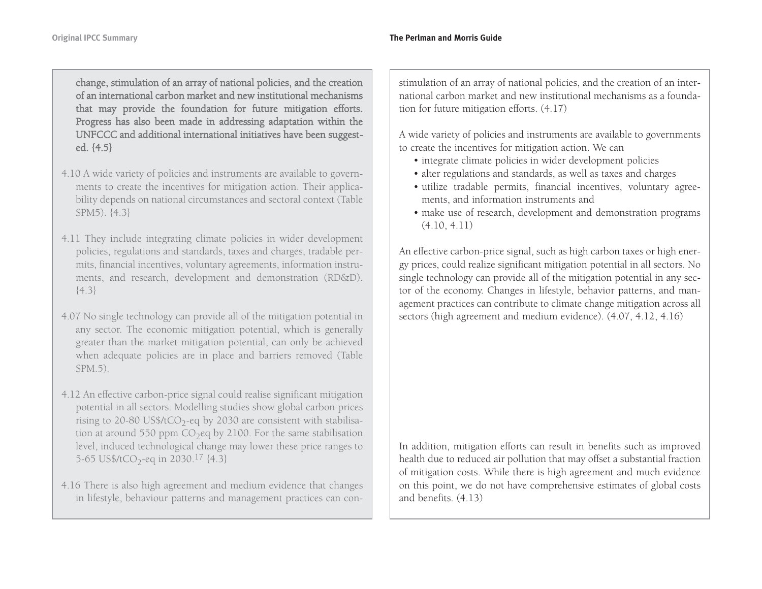**change, stimulation of an array of national policies, and the creation of an international carbon market and new institutional mechanisms that may provide the foundation for future mitigation efforts. Progress has also been made in addressing adaptation within the UNFCCC and additional international initiatives have been suggested. {4.5}**

4.10 A wide variety of policies and instruments are available to governments to create the incentives for mitigation action. Their applicability depends on national circumstances and sectoral context (Table SPM5). {4.3}

4.11 They include integrating climate policies in wider development policies, regulations and standards, taxes and charges, tradable permits, financial incentives, voluntary agreements, information instruments, and research, development and demonstration (RD&D). {4.3}

4.07 No single technology can provide all of the mitigation potential in any sector. The economic mitigation potential, which is generally greater than the market mitigation potential, can only be achieved when adequate policies are in place and barriers removed (Table SPM.5).

4.12 An effective carbon-price signal could realise significant mitigation potential in all sectors. Modelling studies show global carbon prices rising to 20-80 US$/t$CO_2$-eq by 2030 are consistent with stabilisation at around 550 ppm $CO_2$eq by 2100. For the same stabilisation level, induced technological change may lower these price ranges to 5-65 US$/t$CO_2$-eq in 2030.[17] {4.3}

4.16 There is also high agreement and medium evidence that changes in lifestyle, behaviour patterns and management practices can con-

---

stimulation of an array of national policies, and the creation of an international carbon market and new institutional mechanisms as a foundation for future mitigation efforts. (4.17)

A wide variety of policies and instruments are available to governments to create the incentives for mitigation action. We can

- integrate climate policies in wider development policies
- alter regulations and standards, as well as taxes and charges
- utilize tradable permits, financial incentives, voluntary agreements, and information instruments and
- make use of research, development and demonstration programs (4.10, 4.11)

An effective carbon-price signal, such as high carbon taxes or high energy prices, could realize significant mitigation potential in all sectors. No single technology can provide all of the mitigation potential in any sector of the economy. Changes in lifestyle, behavior patterns, and management practices can contribute to climate change mitigation across all sectors (high agreement and medium evidence). (4.07, 4.12, 4.16)

In addition, mitigation efforts can result in benefits such as improved health due to reduced air pollution that may offset a substantial fraction of mitigation costs. While there is high agreement and much evidence on this point, we do not have comprehensive estimates of global costs and benefits. (4.13)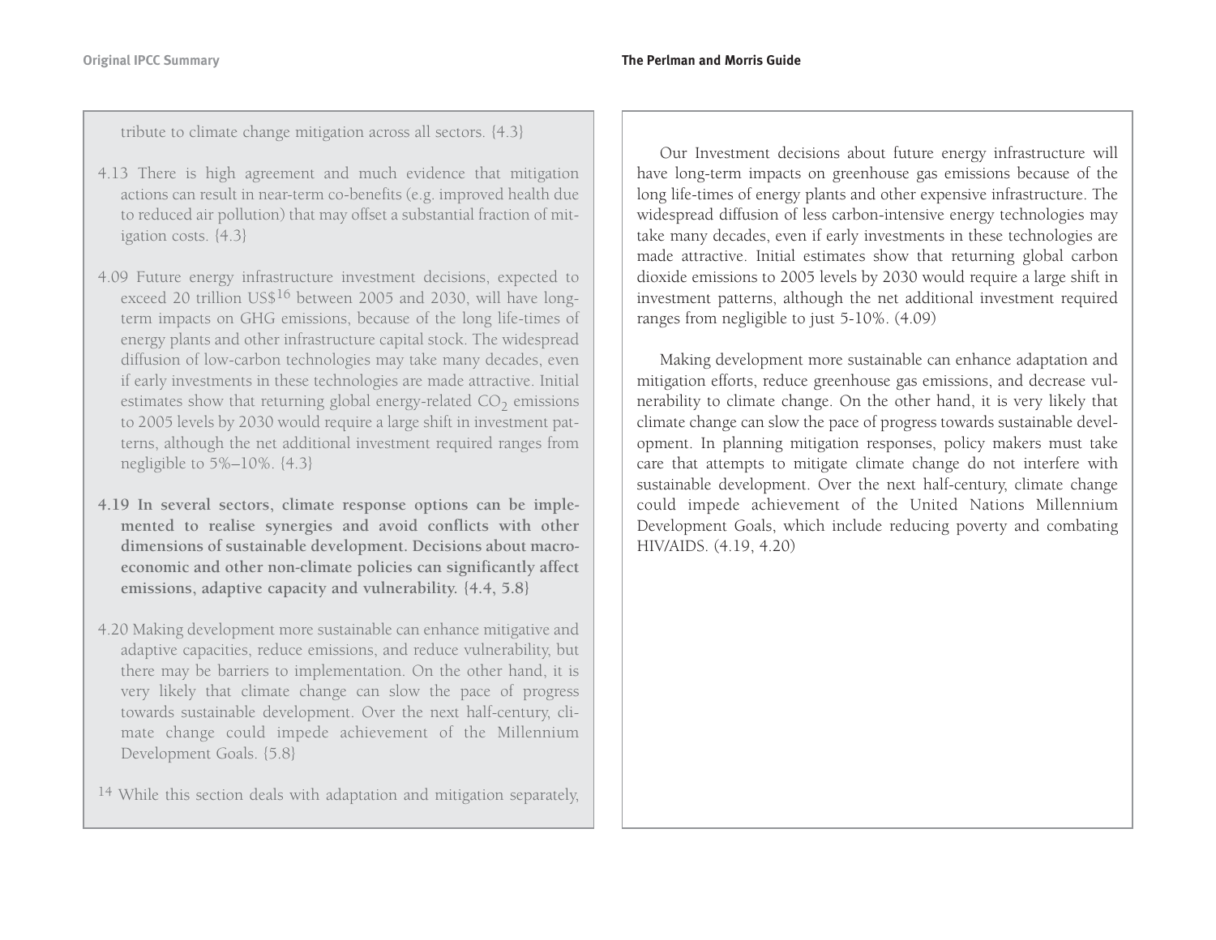tribute to climate change mitigation across all sectors. {4.3}

4.13 There is high agreement and much evidence that mitigation actions can result in near-term co-benefits (e.g. improved health due to reduced air pollution) that may offset a substantial fraction of mitigation costs. {4.3}

4.09 Future energy infrastructure investment decisions, expected to exceed 20 trillion US$[16] between 2005 and 2030, will have long-term impacts on GHG emissions, because of the long life-times of energy plants and other infrastructure capital stock. The widespread diffusion of low-carbon technologies may take many decades, even if early investments in these technologies are made attractive. Initial estimates show that returning global energy-related $CO_2$ emissions to 2005 levels by 2030 would require a large shift in investment patterns, although the net additional investment required ranges from negligible to 5%–10%. {4.3}

**4.19 In several sectors, climate response options can be implemented to realise synergies and avoid conflicts with other dimensions of sustainable development. Decisions about macro-economic and other non-climate policies can significantly affect emissions, adaptive capacity and vulnerability. {4.4, 5.8}**

4.20 Making development more sustainable can enhance mitigative and adaptive capacities, reduce emissions, and reduce vulnerability, but there may be barriers to implementation. On the other hand, it is very likely that climate change can slow the pace of progress towards sustainable development. Over the next half-century, climate change could impede achievement of the Millennium Development Goals. {5.8}

[14] While this section deals with adaptation and mitigation separately,

Our Investment decisions about future energy infrastructure will have long-term impacts on greenhouse gas emissions because of the long life-times of energy plants and other expensive infrastructure. The widespread diffusion of less carbon-intensive energy technologies may take many decades, even if early investments in these technologies are made attractive. Initial estimates show that returning global carbon dioxide emissions to 2005 levels by 2030 would require a large shift in investment patterns, although the net additional investment required ranges from negligible to just 5-10%. (4.09)

Making development more sustainable can enhance adaptation and mitigation efforts, reduce greenhouse gas emissions, and decrease vulnerability to climate change. On the other hand, it is very likely that climate change can slow the pace of progress towards sustainable development. In planning mitigation responses, policy makers must take care that attempts to mitigate climate change do not interfere with sustainable development. Over the next half-century, climate change could impede achievement of the United Nations Millennium Development Goals, which include reducing poverty and combating HIV/AIDS. (4.19, 4.20)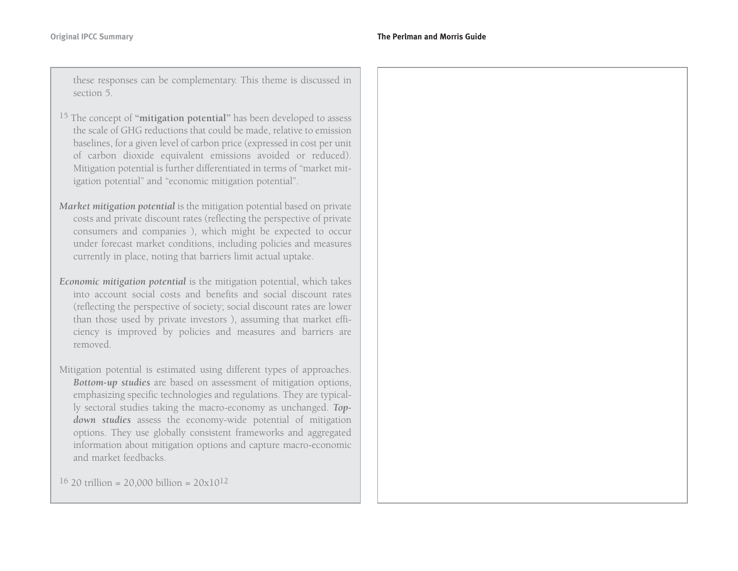these responses can be complementary. This theme is discussed in section 5.

[15] The concept of "**mitigation potential**" has been developed to assess the scale of GHG reductions that could be made, relative to emission baselines, for a given level of carbon price (expressed in cost per unit of carbon dioxide equivalent emissions avoided or reduced). Mitigation potential is further differentiated in terms of "market mitigation potential" and "economic mitigation potential".

***Market mitigation potential*** is the mitigation potential based on private costs and private discount rates (reflecting the perspective of private consumers and companies ), which might be expected to occur under forecast market conditions, including policies and measures currently in place, noting that barriers limit actual uptake.

***Economic mitigation potential*** is the mitigation potential, which takes into account social costs and benefits and social discount rates (reflecting the perspective of society; social discount rates are lower than those used by private investors ), assuming that market efficiency is improved by policies and measures and barriers are removed.

Mitigation potential is estimated using different types of approaches. ***Bottom-up studies*** are based on assessment of mitigation options, emphasizing specific technologies and regulations. They are typically sectoral studies taking the macro-economy as unchanged. ***Top-down studies*** assess the economy-wide potential of mitigation options. They use globally consistent frameworks and aggregated information about mitigation options and capture macro-economic and market feedbacks.

[16] 20 trillion = 20,000 billion = $20 \times 10^{12}$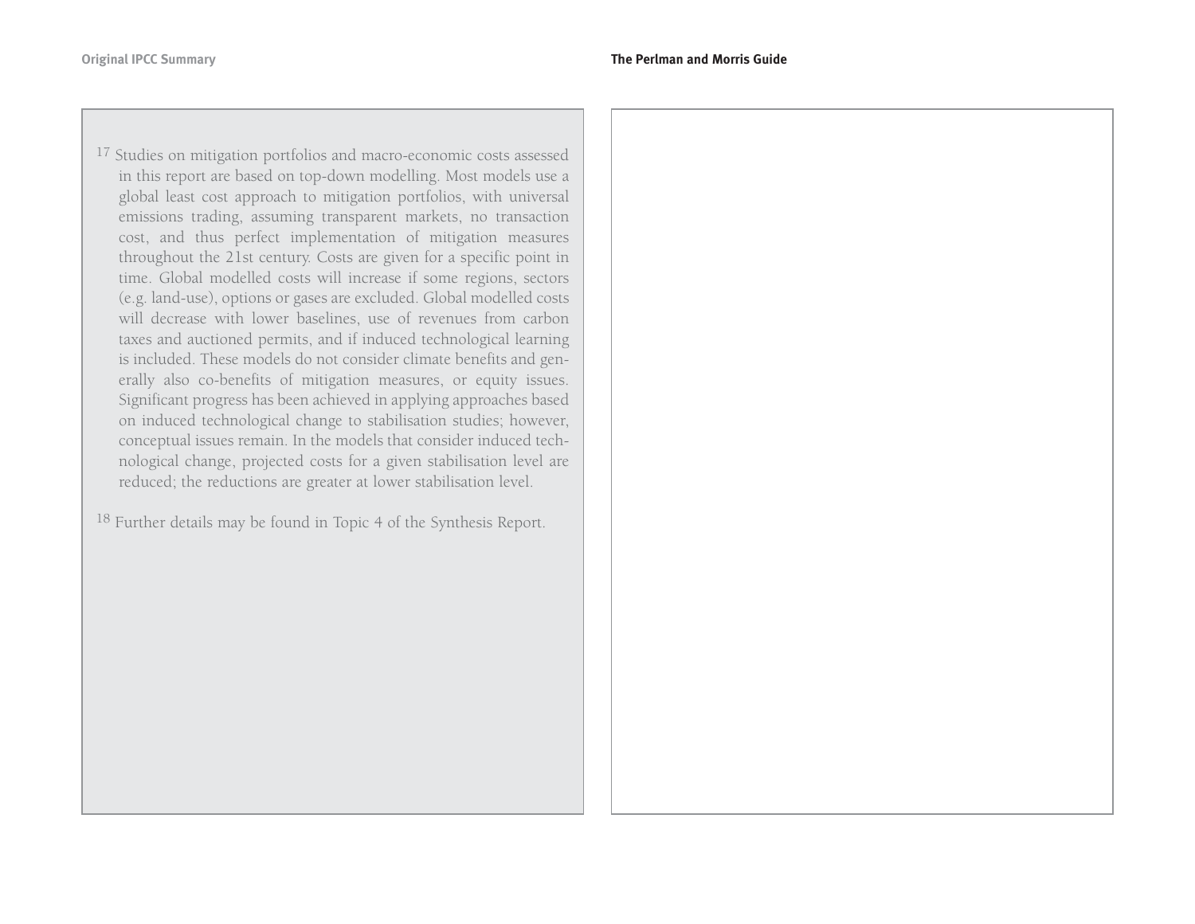[17] Studies on mitigation portfolios and macro-economic costs assessed in this report are based on top-down modelling. Most models use a global least cost approach to mitigation portfolios, with universal emissions trading, assuming transparent markets, no transaction cost, and thus perfect implementation of mitigation measures throughout the 21st century. Costs are given for a specific point in time. Global modelled costs will increase if some regions, sectors (e.g. land-use), options or gases are excluded. Global modelled costs will decrease with lower baselines, use of revenues from carbon taxes and auctioned permits, and if induced technological learning is included. These models do not consider climate benefits and generally also co-benefits of mitigation measures, or equity issues. Significant progress has been achieved in applying approaches based on induced technological change to stabilisation studies; however, conceptual issues remain. In the models that consider induced technological change, projected costs for a given stabilisation level are reduced; the reductions are greater at lower stabilisation level.

[18] Further details may be found in Topic 4 of the Synthesis Report.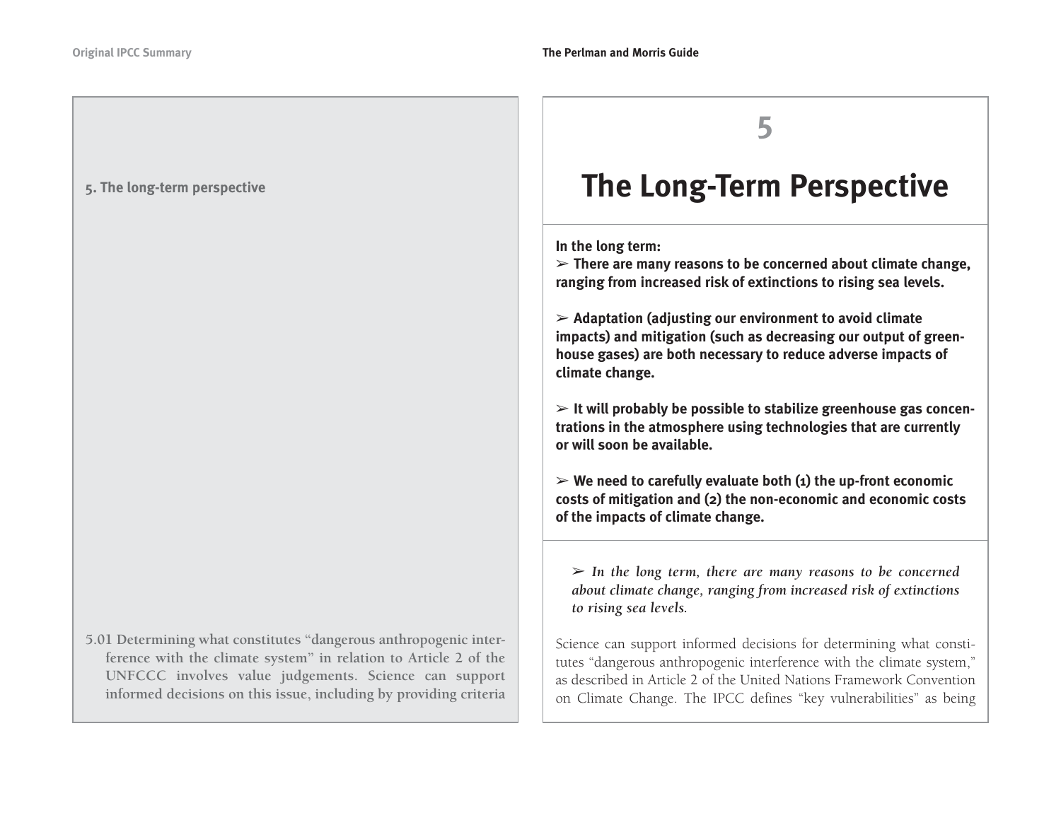## 5. The long-term perspective

5.01 Determining what constitutes "dangerous anthropogenic interference with the climate system" in relation to Article 2 of the UNFCCC involves value judgements. Science can support informed decisions on this issue, including by providing criteria

# 5

# The Long-Term Perspective

**In the long term:**

**➢ There are many reasons to be concerned about climate change, ranging from increased risk of extinctions to rising sea levels.**

**➢ Adaptation (adjusting our environment to avoid climate impacts) and mitigation (such as decreasing our output of greenhouse gases) are both necessary to reduce adverse impacts of climate change.**

**➢ It will probably be possible to stabilize greenhouse gas concentrations in the atmosphere using technologies that are currently or will soon be available.**

**➢ We need to carefully evaluate both (1) the up-front economic costs of mitigation and (2) the non-economic and economic costs of the impacts of climate change.**

*➢ In the long term, there are many reasons to be concerned about climate change, ranging from increased risk of extinctions to rising sea levels.*

Science can support informed decisions for determining what constitutes "dangerous anthropogenic interference with the climate system," as described in Article 2 of the United Nations Framework Convention on Climate Change. The IPCC defines "key vulnerabilities" as being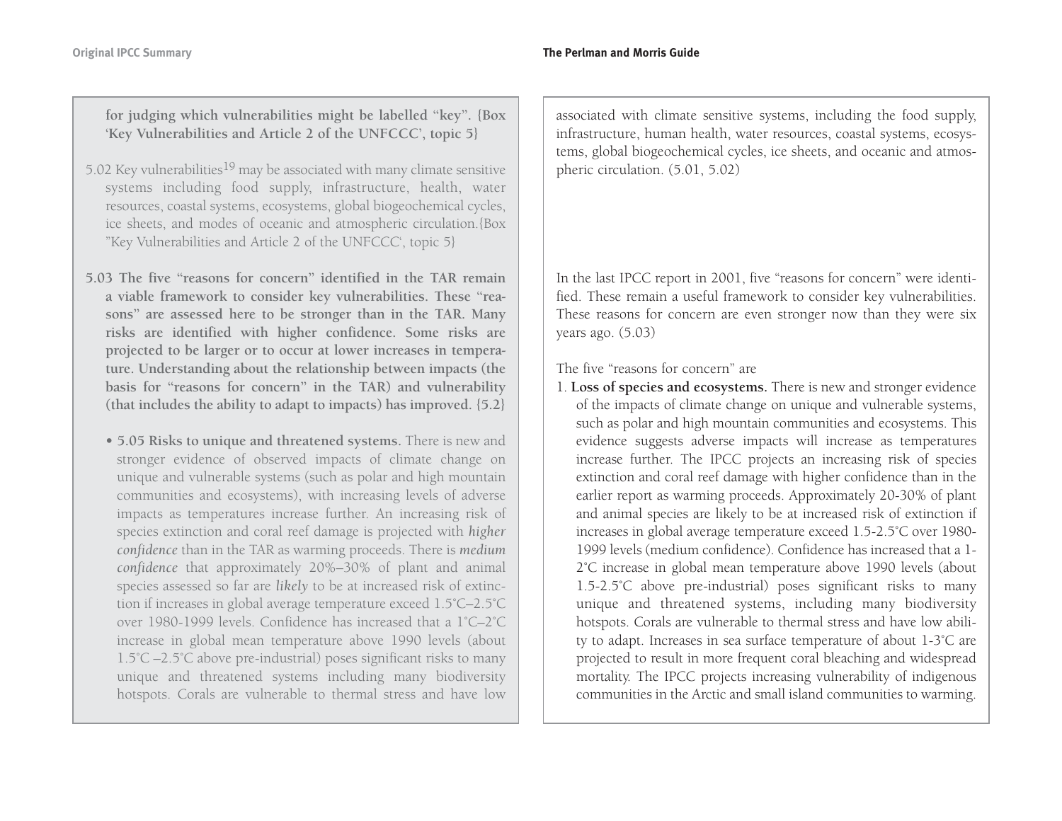**for judging which vulnerabilities might be labelled "key". {Box 'Key Vulnerabilities and Article 2 of the UNFCCC', topic 5}**

5.02 Key vulnerabilities[19] may be associated with many climate sensitive systems including food supply, infrastructure, health, water resources, coastal systems, ecosystems, global biogeochemical cycles, ice sheets, and modes of oceanic and atmospheric circulation.{Box "Key Vulnerabilities and Article 2 of the UNFCCC', topic 5}

**5.03 The five "reasons for concern" identified in the TAR remain a viable framework to consider key vulnerabilities. These "reasons" are assessed here to be stronger than in the TAR. Many risks are identified with higher confidence. Some risks are projected to be larger or to occur at lower increases in temperature. Understanding about the relationship between impacts (the basis for "reasons for concern" in the TAR) and vulnerability (that includes the ability to adapt to impacts) has improved. {5.2}**

- **5.05 Risks to unique and threatened systems.** There is new and stronger evidence of observed impacts of climate change on unique and vulnerable systems (such as polar and high mountain communities and ecosystems), with increasing levels of adverse impacts as temperatures increase further. An increasing risk of species extinction and coral reef damage is projected with *higher confidence* than in the TAR as warming proceeds. There is *medium confidence* that approximately 20%–30% of plant and animal species assessed so far are *likely* to be at increased risk of extinction if increases in global average temperature exceed 1.5°C–2.5°C over 1980-1999 levels. Confidence has increased that a 1°C–2°C increase in global mean temperature above 1990 levels (about 1.5°C –2.5°C above pre-industrial) poses significant risks to many unique and threatened systems including many biodiversity hotspots. Corals are vulnerable to thermal stress and have low

associated with climate sensitive systems, including the food supply, infrastructure, human health, water resources, coastal systems, ecosystems, global biogeochemical cycles, ice sheets, and oceanic and atmospheric circulation. (5.01, 5.02)

In the last IPCC report in 2001, five "reasons for concern" were identified. These remain a useful framework to consider key vulnerabilities. These reasons for concern are even stronger now than they were six years ago. (5.03)

The five "reasons for concern" are

1. **Loss of species and ecosystems.** There is new and stronger evidence of the impacts of climate change on unique and vulnerable systems, such as polar and high mountain communities and ecosystems. This evidence suggests adverse impacts will increase as temperatures increase further. The IPCC projects an increasing risk of species extinction and coral reef damage with higher confidence than in the earlier report as warming proceeds. Approximately 20-30% of plant and animal species are likely to be at increased risk of extinction if increases in global average temperature exceed 1.5-2.5°C over 1980-1999 levels (medium confidence). Confidence has increased that a 1-2°C increase in global mean temperature above 1990 levels (about 1.5-2.5°C above pre-industrial) poses significant risks to many unique and threatened systems, including many biodiversity hotspots. Corals are vulnerable to thermal stress and have low ability to adapt. Increases in sea surface temperature of about 1-3°C are projected to result in more frequent coral bleaching and widespread mortality. The IPCC projects increasing vulnerability of indigenous communities in the Arctic and small island communities to warming.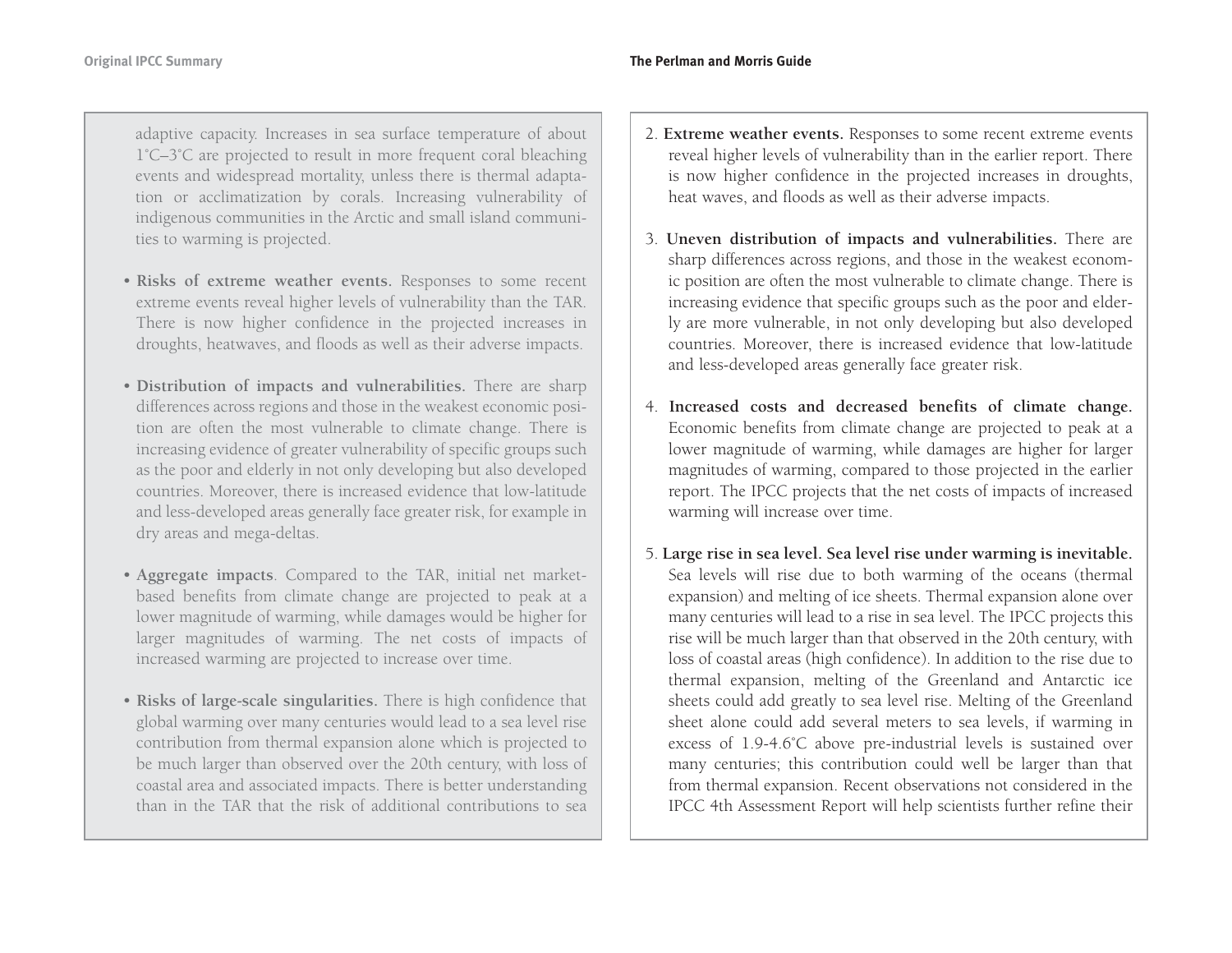adaptive capacity. Increases in sea surface temperature of about 1°C–3°C are projected to result in more frequent coral bleaching events and widespread mortality, unless there is thermal adaptation or acclimatization by corals. Increasing vulnerability of indigenous communities in the Arctic and small island communities to warming is projected.

- **Risks of extreme weather events.** Responses to some recent extreme events reveal higher levels of vulnerability than the TAR. There is now higher confidence in the projected increases in droughts, heatwaves, and floods as well as their adverse impacts.

- **Distribution of impacts and vulnerabilities.** There are sharp differences across regions and those in the weakest economic position are often the most vulnerable to climate change. There is increasing evidence of greater vulnerability of specific groups such as the poor and elderly in not only developing but also developed countries. Moreover, there is increased evidence that low-latitude and less-developed areas generally face greater risk, for example in dry areas and mega-deltas.

- **Aggregate impacts**. Compared to the TAR, initial net market-based benefits from climate change are projected to peak at a lower magnitude of warming, while damages would be higher for larger magnitudes of warming. The net costs of impacts of increased warming are projected to increase over time.

- **Risks of large-scale singularities.** There is high confidence that global warming over many centuries would lead to a sea level rise contribution from thermal expansion alone which is projected to be much larger than observed over the 20th century, with loss of coastal area and associated impacts. There is better understanding than in the TAR that the risk of additional contributions to sea

2. **Extreme weather events.** Responses to some recent extreme events reveal higher levels of vulnerability than in the earlier report. There is now higher confidence in the projected increases in droughts, heat waves, and floods as well as their adverse impacts.

3. **Uneven distribution of impacts and vulnerabilities.** There are sharp differences across regions, and those in the weakest economic position are often the most vulnerable to climate change. There is increasing evidence that specific groups such as the poor and elderly are more vulnerable, in not only developing but also developed countries. Moreover, there is increased evidence that low-latitude and less-developed areas generally face greater risk.

4. **Increased costs and decreased benefits of climate change.** Economic benefits from climate change are projected to peak at a lower magnitude of warming, while damages are higher for larger magnitudes of warming, compared to those projected in the earlier report. The IPCC projects that the net costs of impacts of increased warming will increase over time.

5. **Large rise in sea level. Sea level rise under warming is inevitable.** Sea levels will rise due to both warming of the oceans (thermal expansion) and melting of ice sheets. Thermal expansion alone over many centuries will lead to a rise in sea level. The IPCC projects this rise will be much larger than that observed in the 20th century, with loss of coastal areas (high confidence). In addition to the rise due to thermal expansion, melting of the Greenland and Antarctic ice sheets could add greatly to sea level rise. Melting of the Greenland sheet alone could add several meters to sea levels, if warming in excess of 1.9-4.6°C above pre-industrial levels is sustained over many centuries; this contribution could well be larger than that from thermal expansion. Recent observations not considered in the IPCC 4th Assessment Report will help scientists further refine their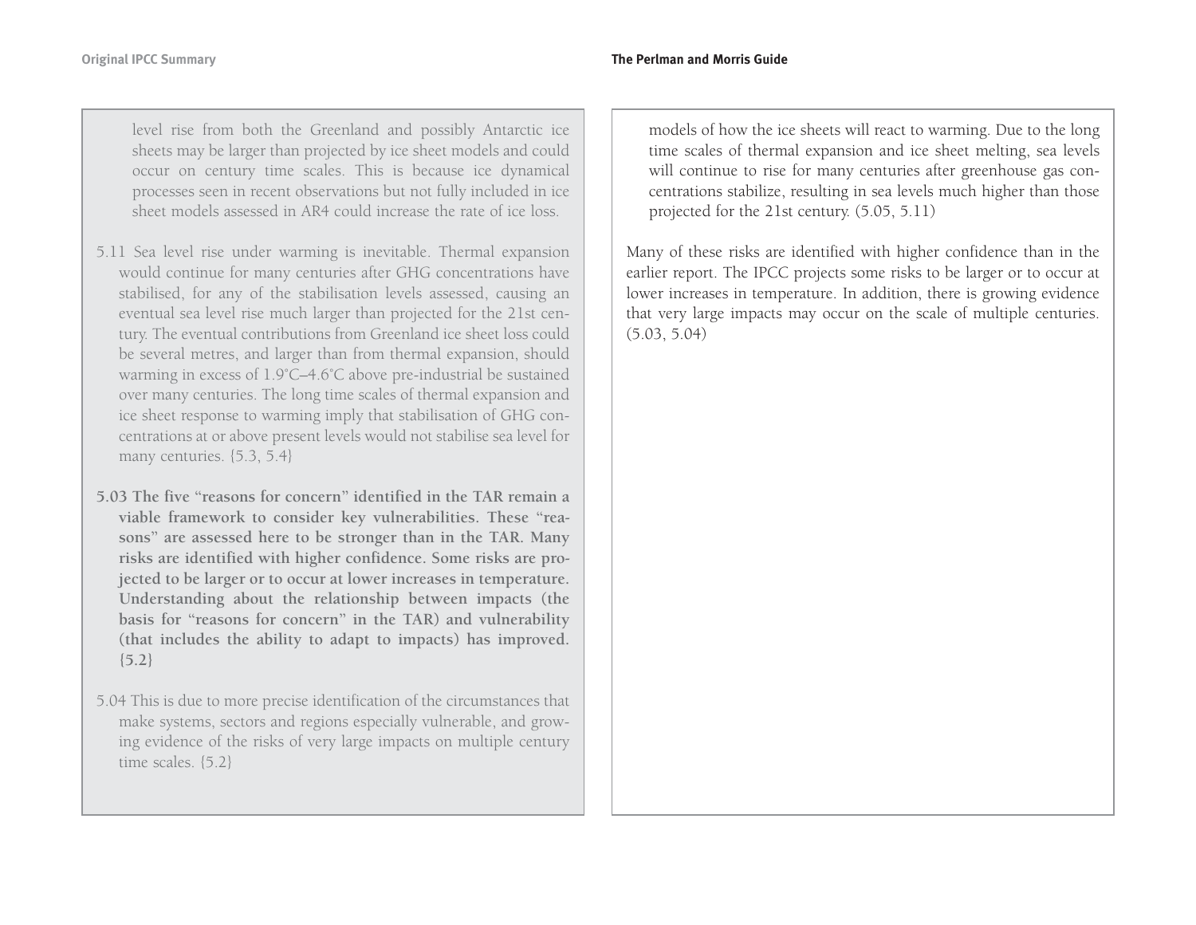level rise from both the Greenland and possibly Antarctic ice sheets may be larger than projected by ice sheet models and could occur on century time scales. This is because ice dynamical processes seen in recent observations but not fully included in ice sheet models assessed in AR4 could increase the rate of ice loss.

5.11 Sea level rise under warming is inevitable. Thermal expansion would continue for many centuries after GHG concentrations have stabilised, for any of the stabilisation levels assessed, causing an eventual sea level rise much larger than projected for the 21st century. The eventual contributions from Greenland ice sheet loss could be several metres, and larger than from thermal expansion, should warming in excess of 1.9°C–4.6°C above pre-industrial be sustained over many centuries. The long time scales of thermal expansion and ice sheet response to warming imply that stabilisation of GHG concentrations at or above present levels would not stabilise sea level for many centuries. {5.3, 5.4}

**5.03 The five "reasons for concern" identified in the TAR remain a viable framework to consider key vulnerabilities. These "reasons" are assessed here to be stronger than in the TAR. Many risks are identified with higher confidence. Some risks are projected to be larger or to occur at lower increases in temperature. Understanding about the relationship between impacts (the basis for "reasons for concern" in the TAR) and vulnerability (that includes the ability to adapt to impacts) has improved. {5.2}**

5.04 This is due to more precise identification of the circumstances that make systems, sectors and regions especially vulnerable, and growing evidence of the risks of very large impacts on multiple century time scales. {5.2}

models of how the ice sheets will react to warming. Due to the long time scales of thermal expansion and ice sheet melting, sea levels will continue to rise for many centuries after greenhouse gas concentrations stabilize, resulting in sea levels much higher than those projected for the 21st century. (5.05, 5.11)

Many of these risks are identified with higher confidence than in the earlier report. The IPCC projects some risks to be larger or to occur at lower increases in temperature. In addition, there is growing evidence that very large impacts may occur on the scale of multiple centuries. (5.03, 5.04)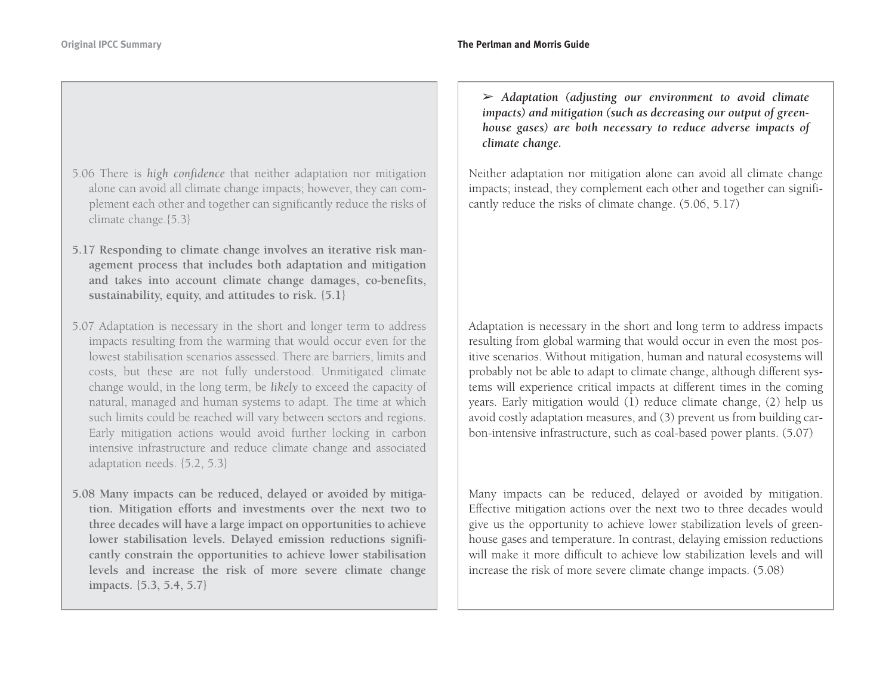➢ ***Adaptation (adjusting our environment to avoid climate impacts) and mitigation (such as decreasing our output of greenhouse gases) are both necessary to reduce adverse impacts of climate change.***

5.06 There is *high confidence* that neither adaptation nor mitigation alone can avoid all climate change impacts; however, they can complement each other and together can significantly reduce the risks of climate change.{5.3}

Neither adaptation nor mitigation alone can avoid all climate change impacts; instead, they complement each other and together can significantly reduce the risks of climate change. (5.06, 5.17)

**5.17 Responding to climate change involves an iterative risk management process that includes both adaptation and mitigation and takes into account climate change damages, co-benefits, sustainability, equity, and attitudes to risk. {5.1}**

5.07 Adaptation is necessary in the short and longer term to address impacts resulting from the warming that would occur even for the lowest stabilisation scenarios assessed. There are barriers, limits and costs, but these are not fully understood. Unmitigated climate change would, in the long term, be *likely* to exceed the capacity of natural, managed and human systems to adapt. The time at which such limits could be reached will vary between sectors and regions. Early mitigation actions would avoid further locking in carbon intensive infrastructure and reduce climate change and associated adaptation needs. {5.2, 5.3}

Adaptation is necessary in the short and long term to address impacts resulting from global warming that would occur in even the most positive scenarios. Without mitigation, human and natural ecosystems will probably not be able to adapt to climate change, although different systems will experience critical impacts at different times in the coming years. Early mitigation would (1) reduce climate change, (2) help us avoid costly adaptation measures, and (3) prevent us from building carbon-intensive infrastructure, such as coal-based power plants. (5.07)

**5.08 Many impacts can be reduced, delayed or avoided by mitigation. Mitigation efforts and investments over the next two to three decades will have a large impact on opportunities to achieve lower stabilisation levels. Delayed emission reductions significantly constrain the opportunities to achieve lower stabilisation levels and increase the risk of more severe climate change impacts. {5.3, 5.4, 5.7}**

Many impacts can be reduced, delayed or avoided by mitigation. Effective mitigation actions over the next two to three decades would give us the opportunity to achieve lower stabilization levels of greenhouse gases and temperature. In contrast, delaying emission reductions will make it more difficult to achieve low stabilization levels and will increase the risk of more severe climate change impacts. (5.08)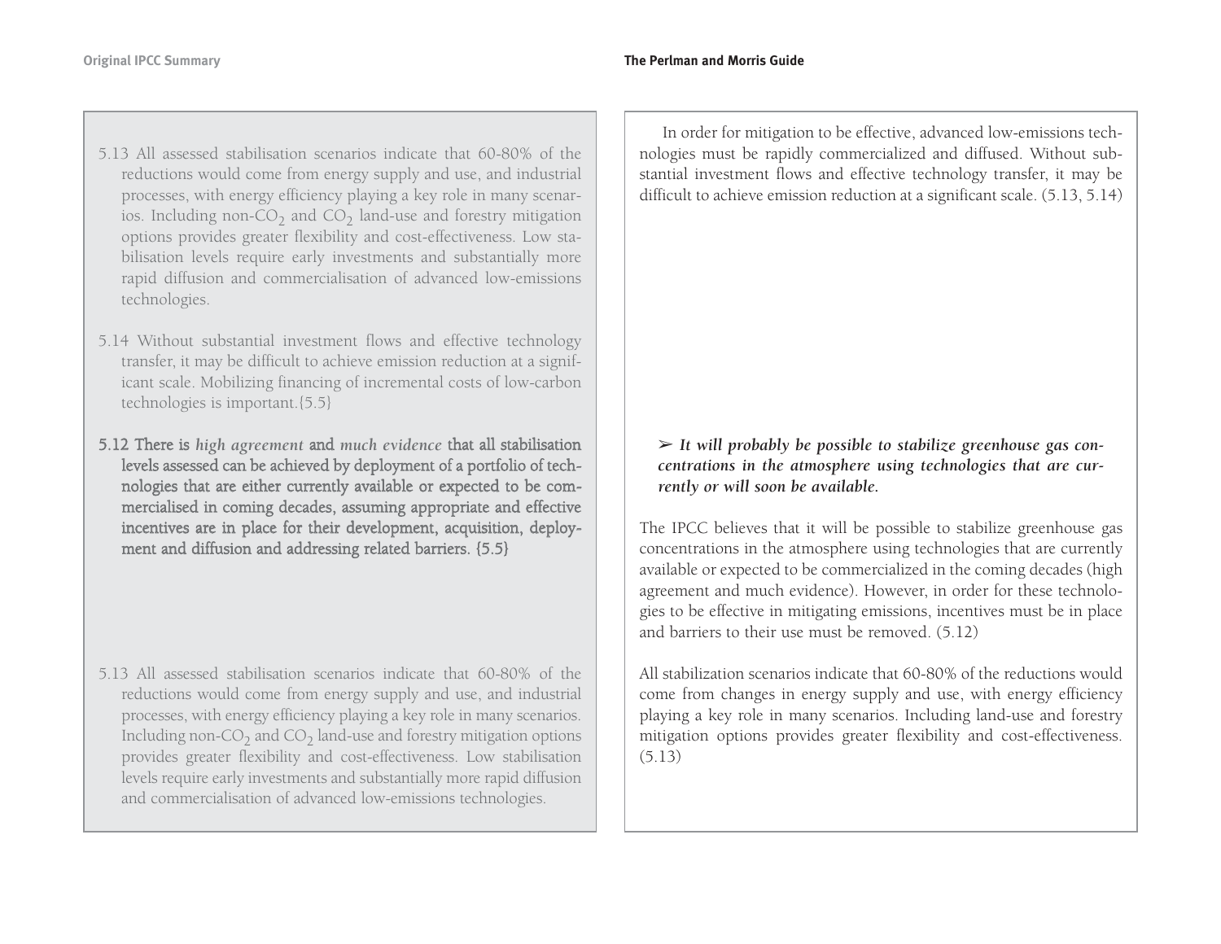5.13 All assessed stabilisation scenarios indicate that 60-80% of the reductions would come from energy supply and use, and industrial processes, with energy efficiency playing a key role in many scenarios. Including non-$CO_2$ and $CO_2$ land-use and forestry mitigation options provides greater flexibility and cost-effectiveness. Low stabilisation levels require early investments and substantially more rapid diffusion and commercialisation of advanced low-emissions technologies.

5.14 Without substantial investment flows and effective technology transfer, it may be difficult to achieve emission reduction at a significant scale. Mobilizing financing of incremental costs of low-carbon technologies is important.{5.5}

In order for mitigation to be effective, advanced low-emissions technologies must be rapidly commercialized and diffused. Without substantial investment flows and effective technology transfer, it may be difficult to achieve emission reduction at a significant scale. (5.13, 5.14)

**5.12 There is *high agreement* and *much evidence* that all stabilisation levels assessed can be achieved by deployment of a portfolio of technologies that are either currently available or expected to be commercialised in coming decades, assuming appropriate and effective incentives are in place for their development, acquisition, deployment and diffusion and addressing related barriers. {5.5}**

➢ ***It will probably be possible to stabilize greenhouse gas concentrations in the atmosphere using technologies that are currently or will soon be available.***

The IPCC believes that it will be possible to stabilize greenhouse gas concentrations in the atmosphere using technologies that are currently available or expected to be commercialized in the coming decades (high agreement and much evidence). However, in order for these technologies to be effective in mitigating emissions, incentives must be in place and barriers to their use must be removed. (5.12)

5.13 All assessed stabilisation scenarios indicate that 60-80% of the reductions would come from energy supply and use, and industrial processes, with energy efficiency playing a key role in many scenarios. Including non-$CO_2$ and $CO_2$ land-use and forestry mitigation options provides greater flexibility and cost-effectiveness. Low stabilisation levels require early investments and substantially more rapid diffusion and commercialisation of advanced low-emissions technologies.

All stabilization scenarios indicate that 60-80% of the reductions would come from changes in energy supply and use, with energy efficiency playing a key role in many scenarios. Including land-use and forestry mitigation options provides greater flexibility and cost-effectiveness. (5.13)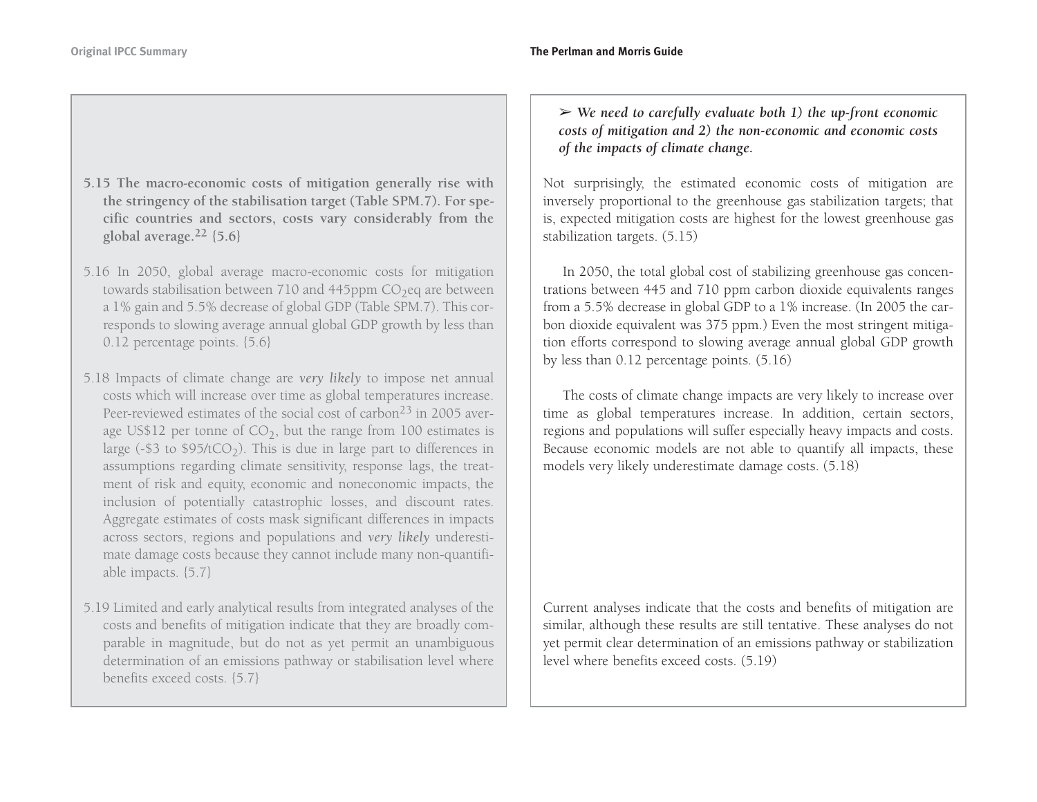**5.15 The macro-economic costs of mitigation generally rise with the stringency of the stabilisation target (Table SPM.7). For specific countries and sectors, costs vary considerably from the global average.[22] {5.6}**

5.16 In 2050, global average macro-economic costs for mitigation towards stabilisation between 710 and 445ppm $CO_2$eq are between a 1% gain and 5.5% decrease of global GDP (Table SPM.7). This corresponds to slowing average annual global GDP growth by less than 0.12 percentage points. {5.6}

5.18 Impacts of climate change are *very likely* to impose net annual costs which will increase over time as global temperatures increase. Peer-reviewed estimates of the social cost of carbon[23] in 2005 average US$12 per tonne of $CO_2$, but the range from 100 estimates is large (-$3 to $95/t$CO_2$). This is due in large part to differences in assumptions regarding climate sensitivity, response lags, the treatment of risk and equity, economic and noneconomic impacts, the inclusion of potentially catastrophic losses, and discount rates. Aggregate estimates of costs mask significant differences in impacts across sectors, regions and populations and *very likely* underestimate damage costs because they cannot include many non-quantifiable impacts. {5.7}

5.19 Limited and early analytical results from integrated analyses of the costs and benefits of mitigation indicate that they are broadly comparable in magnitude, but do not as yet permit an unambiguous determination of an emissions pathway or stabilisation level where benefits exceed costs. {5.7}

➢ ***We need to carefully evaluate both 1) the up-front economic costs of mitigation and 2) the non-economic and economic costs of the impacts of climate change.***

Not surprisingly, the estimated economic costs of mitigation are inversely proportional to the greenhouse gas stabilization targets; that is, expected mitigation costs are highest for the lowest greenhouse gas stabilization targets. (5.15)

In 2050, the total global cost of stabilizing greenhouse gas concentrations between 445 and 710 ppm carbon dioxide equivalents ranges from a 5.5% decrease in global GDP to a 1% increase. (In 2005 the carbon dioxide equivalent was 375 ppm.) Even the most stringent mitigation efforts correspond to slowing average annual global GDP growth by less than 0.12 percentage points. (5.16)

The costs of climate change impacts are very likely to increase over time as global temperatures increase. In addition, certain sectors, regions and populations will suffer especially heavy impacts and costs. Because economic models are not able to quantify all impacts, these models very likely underestimate damage costs. (5.18)

Current analyses indicate that the costs and benefits of mitigation are similar, although these results are still tentative. These analyses do not yet permit clear determination of an emissions pathway or stabilization level where benefits exceed costs. (5.19)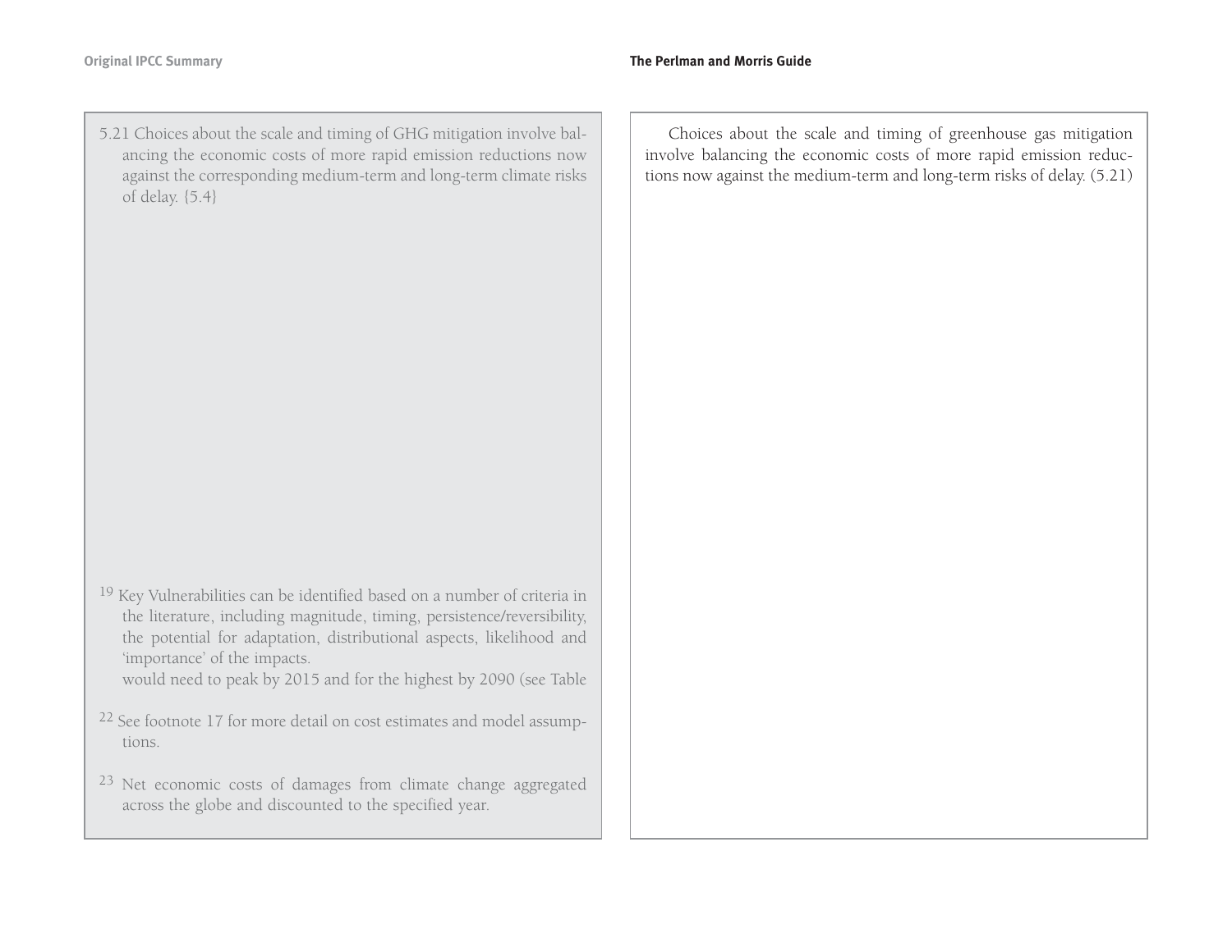5.21 Choices about the scale and timing of GHG mitigation involve balancing the economic costs of more rapid emission reductions now against the corresponding medium-term and long-term climate risks of delay. {5.4}

[19] Key Vulnerabilities can be identified based on a number of criteria in the literature, including magnitude, timing, persistence/reversibility, the potential for adaptation, distributional aspects, likelihood and 'importance' of the impacts.

would need to peak by 2015 and for the highest by 2090 (see Table

[22] See footnote 17 for more detail on cost estimates and model assumptions.

[23] Net economic costs of damages from climate change aggregated across the globe and discounted to the specified year.

Choices about the scale and timing of greenhouse gas mitigation involve balancing the economic costs of more rapid emission reductions now against the medium-term and long-term risks of delay. (5.21)